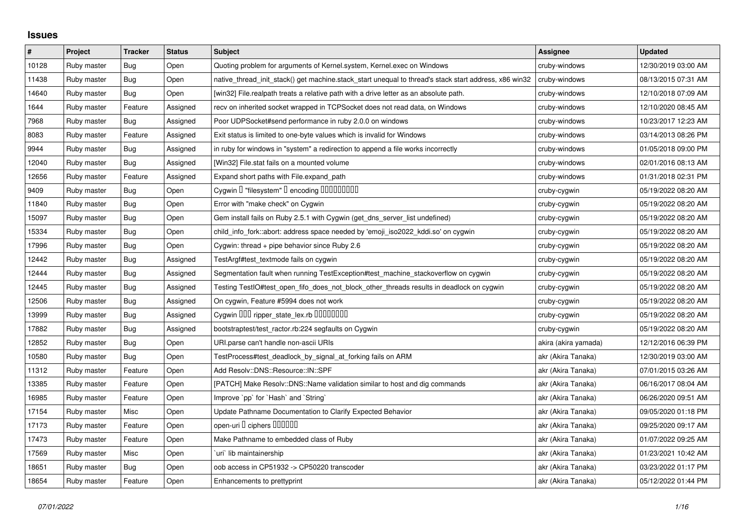# Issues

| # | Project | Tracker | Status | Subject | Assignee | Updated |
|---|---|---|---|---|---|---|
| 10128 | Ruby master | Bug | Open | Quoting problem for arguments of Kernel.system, Kernel.exec on Windows | cruby-windows | 12/30/2019 03:00 AM |
| 11438 | Ruby master | Bug | Open | native_thread_init_stack() get machine.stack_start unequal to thread's stack start address, x86 win32 | cruby-windows | 08/13/2015 07:31 AM |
| 14640 | Ruby master | Bug | Open | [win32] File.realpath treats a relative path with a drive letter as an absolute path. | cruby-windows | 12/10/2018 07:09 AM |
| 1644 | Ruby master | Feature | Assigned | recv on inherited socket wrapped in TCPSocket does not read data, on Windows | cruby-windows | 12/10/2020 08:45 AM |
| 7968 | Ruby master | Bug | Assigned | Poor UDPSocket#send performance in ruby 2.0.0 on windows | cruby-windows | 10/23/2017 12:23 AM |
| 8083 | Ruby master | Feature | Assigned | Exit status is limited to one-byte values which is invalid for Windows | cruby-windows | 03/14/2013 08:26 PM |
| 9944 | Ruby master | Bug | Assigned | in ruby for windows in "system" a redirection to append a file works incorrectly | cruby-windows | 01/05/2018 09:00 PM |
| 12040 | Ruby master | Bug | Assigned | [Win32] File.stat fails on a mounted volume | cruby-windows | 02/01/2016 08:13 AM |
| 12656 | Ruby master | Feature | Assigned | Expand short paths with File.expand_path | cruby-windows | 01/31/2018 02:31 PM |
| 9409 | Ruby master | Bug | Open | Cygwin � "filesystem" � encoding ��������� | cruby-cygwin | 05/19/2022 08:20 AM |
| 11840 | Ruby master | Bug | Open | Error with "make check" on Cygwin | cruby-cygwin | 05/19/2022 08:20 AM |
| 15097 | Ruby master | Bug | Open | Gem install fails on Ruby 2.5.1 with Cygwin (get_dns_server_list undefined) | cruby-cygwin | 05/19/2022 08:20 AM |
| 15334 | Ruby master | Bug | Open | child_info_fork::abort: address space needed by 'emoji_iso2022_kddi.so' on cygwin | cruby-cygwin | 05/19/2022 08:20 AM |
| 17996 | Ruby master | Bug | Open | Cygwin: thread + pipe behavior since Ruby 2.6 | cruby-cygwin | 05/19/2022 08:20 AM |
| 12442 | Ruby master | Bug | Assigned | TestArgf#test_textmode fails on cygwin | cruby-cygwin | 05/19/2022 08:20 AM |
| 12444 | Ruby master | Bug | Assigned | Segmentation fault when running TestException#test_machine_stackoverflow on cygwin | cruby-cygwin | 05/19/2022 08:20 AM |
| 12445 | Ruby master | Bug | Assigned | Testing TestIO#test_open_fifo_does_not_block_other_threads results in deadlock on cygwin | cruby-cygwin | 05/19/2022 08:20 AM |
| 12506 | Ruby master | Bug | Assigned | On cygwin, Feature #5994 does not work | cruby-cygwin | 05/19/2022 08:20 AM |
| 13999 | Ruby master | Bug | Assigned | Cygwin ��� ripper_state_lex.rb �������� | cruby-cygwin | 05/19/2022 08:20 AM |
| 17882 | Ruby master | Bug | Assigned | bootstraptest/test_ractor.rb:224 segfaults on Cygwin | cruby-cygwin | 05/19/2022 08:20 AM |
| 12852 | Ruby master | Bug | Open | URI.parse can't handle non-ascii URIs | akira (akira yamada) | 12/12/2016 06:39 PM |
| 10580 | Ruby master | Bug | Open | TestProcess#test_deadlock_by_signal_at_forking fails on ARM | akr (Akira Tanaka) | 12/30/2019 03:00 AM |
| 11312 | Ruby master | Feature | Open | Add Resolv::DNS::Resource::IN::SPF | akr (Akira Tanaka) | 07/01/2015 03:26 AM |
| 13385 | Ruby master | Feature | Open | [PATCH] Make Resolv::DNS::Name validation similar to host and dig commands | akr (Akira Tanaka) | 06/16/2017 08:04 AM |
| 16985 | Ruby master | Feature | Open | Improve `pp` for `Hash` and `String` | akr (Akira Tanaka) | 06/26/2020 09:51 AM |
| 17154 | Ruby master | Misc | Open | Update Pathname Documentation to Clarify Expected Behavior | akr (Akira Tanaka) | 09/05/2020 01:18 PM |
| 17173 | Ruby master | Feature | Open | open-uri � ciphers ������ | akr (Akira Tanaka) | 09/25/2020 09:17 AM |
| 17473 | Ruby master | Feature | Open | Make Pathname to embedded class of Ruby | akr (Akira Tanaka) | 01/07/2022 09:25 AM |
| 17569 | Ruby master | Misc | Open | `uri` lib maintainership | akr (Akira Tanaka) | 01/23/2021 10:42 AM |
| 18651 | Ruby master | Bug | Open | oob access in CP51932 -> CP50220 transcoder | akr (Akira Tanaka) | 03/23/2022 01:17 PM |
| 18654 | Ruby master | Feature | Open | Enhancements to prettyprint | akr (Akira Tanaka) | 05/12/2022 01:44 PM |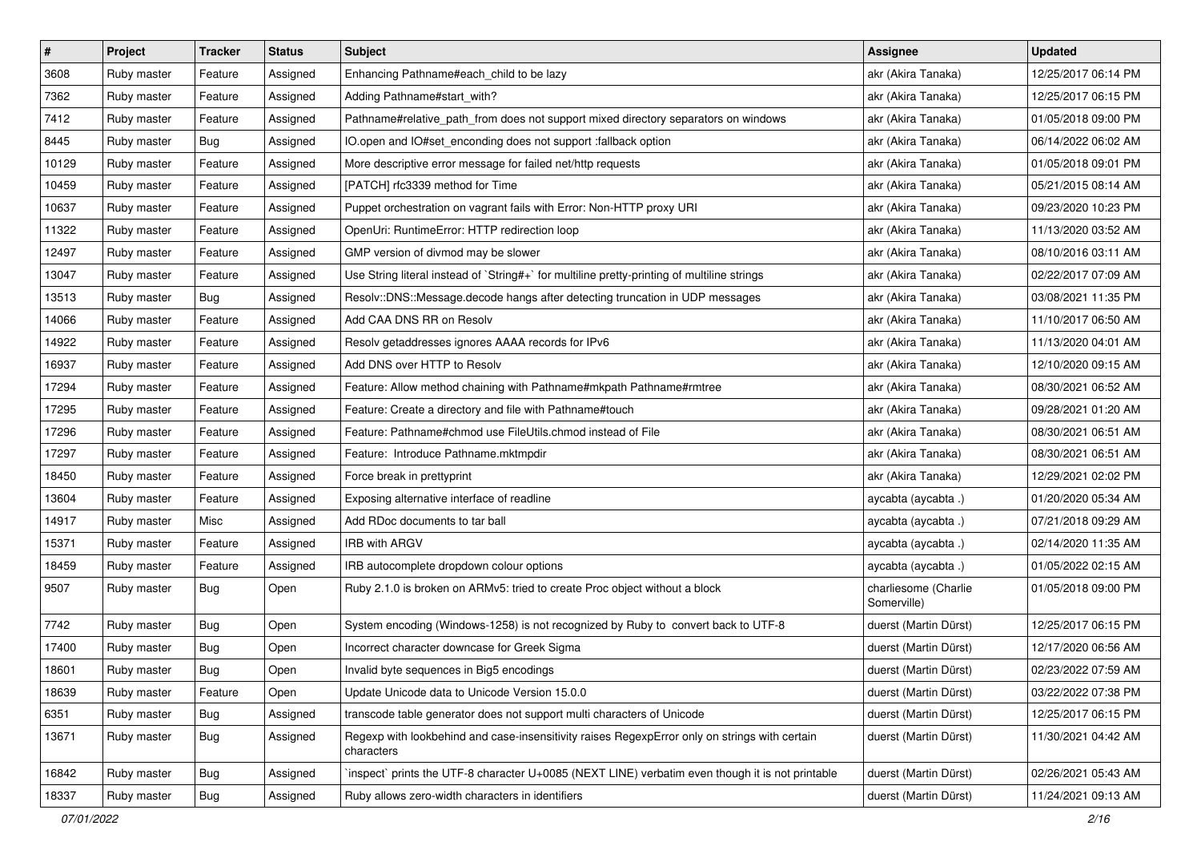| # | Project | Tracker | Status | Subject | Assignee | Updated |
|---|---|---|---|---|---|---|
| 3608 | Ruby master | Feature | Assigned | Enhancing Pathname#each_child to be lazy | akr (Akira Tanaka) | 12/25/2017 06:14 PM |
| 7362 | Ruby master | Feature | Assigned | Adding Pathname#start_with? | akr (Akira Tanaka) | 12/25/2017 06:15 PM |
| 7412 | Ruby master | Feature | Assigned | Pathname#relative_path_from does not support mixed directory separators on windows | akr (Akira Tanaka) | 01/05/2018 09:00 PM |
| 8445 | Ruby master | Bug | Assigned | IO.open and IO#set_enconding does not support :fallback option | akr (Akira Tanaka) | 06/14/2022 06:02 AM |
| 10129 | Ruby master | Feature | Assigned | More descriptive error message for failed net/http requests | akr (Akira Tanaka) | 01/05/2018 09:01 PM |
| 10459 | Ruby master | Feature | Assigned | [PATCH] rfc3339 method for Time | akr (Akira Tanaka) | 05/21/2015 08:14 AM |
| 10637 | Ruby master | Feature | Assigned | Puppet orchestration on vagrant fails with Error: Non-HTTP proxy URI | akr (Akira Tanaka) | 09/23/2020 10:23 PM |
| 11322 | Ruby master | Feature | Assigned | OpenUri: RuntimeError: HTTP redirection loop | akr (Akira Tanaka) | 11/13/2020 03:52 AM |
| 12497 | Ruby master | Feature | Assigned | GMP version of divmod may be slower | akr (Akira Tanaka) | 08/10/2016 03:11 AM |
| 13047 | Ruby master | Feature | Assigned | Use String literal instead of `String#+` for multiline pretty-printing of multiline strings | akr (Akira Tanaka) | 02/22/2017 07:09 AM |
| 13513 | Ruby master | Bug | Assigned | Resolv::DNS::Message.decode hangs after detecting truncation in UDP messages | akr (Akira Tanaka) | 03/08/2021 11:35 PM |
| 14066 | Ruby master | Feature | Assigned | Add CAA DNS RR on Resolv | akr (Akira Tanaka) | 11/10/2017 06:50 AM |
| 14922 | Ruby master | Feature | Assigned | Resolv getaddresses ignores AAAA records for IPv6 | akr (Akira Tanaka) | 11/13/2020 04:01 AM |
| 16937 | Ruby master | Feature | Assigned | Add DNS over HTTP to Resolv | akr (Akira Tanaka) | 12/10/2020 09:15 AM |
| 17294 | Ruby master | Feature | Assigned | Feature: Allow method chaining with Pathname#mkpath Pathname#rmtree | akr (Akira Tanaka) | 08/30/2021 06:52 AM |
| 17295 | Ruby master | Feature | Assigned | Feature: Create a directory and file with Pathname#touch | akr (Akira Tanaka) | 09/28/2021 01:20 AM |
| 17296 | Ruby master | Feature | Assigned | Feature: Pathname#chmod use FileUtils.chmod instead of File | akr (Akira Tanaka) | 08/30/2021 06:51 AM |
| 17297 | Ruby master | Feature | Assigned | Feature: Introduce Pathname.mktmpdir | akr (Akira Tanaka) | 08/30/2021 06:51 AM |
| 18450 | Ruby master | Feature | Assigned | Force break in prettyprint | akr (Akira Tanaka) | 12/29/2021 02:02 PM |
| 13604 | Ruby master | Feature | Assigned | Exposing alternative interface of readline | aycabta (aycabta .) | 01/20/2020 05:34 AM |
| 14917 | Ruby master | Misc | Assigned | Add RDoc documents to tar ball | aycabta (aycabta .) | 07/21/2018 09:29 AM |
| 15371 | Ruby master | Feature | Assigned | IRB with ARGV | aycabta (aycabta .) | 02/14/2020 11:35 AM |
| 18459 | Ruby master | Feature | Assigned | IRB autocomplete dropdown colour options | aycabta (aycabta .) | 01/05/2022 02:15 AM |
| 9507 | Ruby master | Bug | Open | Ruby 2.1.0 is broken on ARMv5: tried to create Proc object without a block | charliesome (Charlie Somerville) | 01/05/2018 09:00 PM |
| 7742 | Ruby master | Bug | Open | System encoding (Windows-1258) is not recognized by Ruby to convert back to UTF-8 | duerst (Martin Dürst) | 12/25/2017 06:15 PM |
| 17400 | Ruby master | Bug | Open | Incorrect character downcase for Greek Sigma | duerst (Martin Dürst) | 12/17/2020 06:56 AM |
| 18601 | Ruby master | Bug | Open | Invalid byte sequences in Big5 encodings | duerst (Martin Dürst) | 02/23/2022 07:59 AM |
| 18639 | Ruby master | Feature | Open | Update Unicode data to Unicode Version 15.0.0 | duerst (Martin Dürst) | 03/22/2022 07:38 PM |
| 6351 | Ruby master | Bug | Assigned | transcode table generator does not support multi characters of Unicode | duerst (Martin Dürst) | 12/25/2017 06:15 PM |
| 13671 | Ruby master | Bug | Assigned | Regexp with lookbehind and case-insensitivity raises RegexpError only on strings with certain characters | duerst (Martin Dürst) | 11/30/2021 04:42 AM |
| 16842 | Ruby master | Bug | Assigned | `inspect` prints the UTF-8 character U+0085 (NEXT LINE) verbatim even though it is not printable | duerst (Martin Dürst) | 02/26/2021 05:43 AM |
| 18337 | Ruby master | Bug | Assigned | Ruby allows zero-width characters in identifiers | duerst (Martin Dürst) | 11/24/2021 09:13 AM |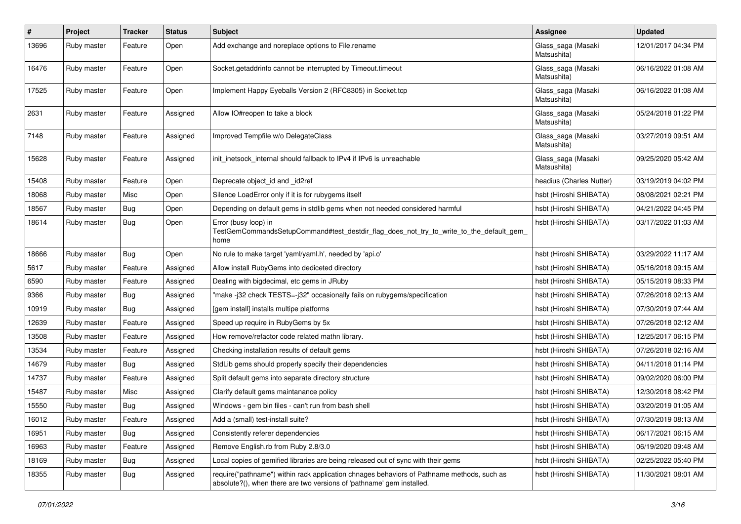| # | Project | Tracker | Status | Subject | Assignee | Updated |
|---|---|---|---|---|---|---|
| 13696 | Ruby master | Feature | Open | Add exchange and noreplace options to File.rename | Glass_saga (Masaki Matsushita) | 12/01/2017 04:34 PM |
| 16476 | Ruby master | Feature | Open | Socket.getaddrinfo cannot be interrupted by Timeout.timeout | Glass_saga (Masaki Matsushita) | 06/16/2022 01:08 AM |
| 17525 | Ruby master | Feature | Open | Implement Happy Eyeballs Version 2 (RFC8305) in Socket.tcp | Glass_saga (Masaki Matsushita) | 06/16/2022 01:08 AM |
| 2631 | Ruby master | Feature | Assigned | Allow IO#reopen to take a block | Glass_saga (Masaki Matsushita) | 05/24/2018 01:22 PM |
| 7148 | Ruby master | Feature | Assigned | Improved Tempfile w/o DelegateClass | Glass_saga (Masaki Matsushita) | 03/27/2019 09:51 AM |
| 15628 | Ruby master | Feature | Assigned | init_inetsock_internal should fallback to IPv4 if IPv6 is unreachable | Glass_saga (Masaki Matsushita) | 09/25/2020 05:42 AM |
| 15408 | Ruby master | Feature | Open | Deprecate object_id and _id2ref | headius (Charles Nutter) | 03/19/2019 04:02 PM |
| 18068 | Ruby master | Misc | Open | Silence LoadError only if it is for rubygems itself | hsbt (Hiroshi SHIBATA) | 08/08/2021 02:21 PM |
| 18567 | Ruby master | Bug | Open | Depending on default gems in stdlib gems when not needed considered harmful | hsbt (Hiroshi SHIBATA) | 04/21/2022 04:45 PM |
| 18614 | Ruby master | Bug | Open | Error (busy loop) in TestGemCommandsSetupCommand#test_destdir_flag_does_not_try_to_write_to_the_default_gem_home | hsbt (Hiroshi SHIBATA) | 03/17/2022 01:03 AM |
| 18666 | Ruby master | Bug | Open | No rule to make target 'yaml/yaml.h', needed by 'api.o' | hsbt (Hiroshi SHIBATA) | 03/29/2022 11:17 AM |
| 5617 | Ruby master | Feature | Assigned | Allow install RubyGems into dediceted directory | hsbt (Hiroshi SHIBATA) | 05/16/2018 09:15 AM |
| 6590 | Ruby master | Feature | Assigned | Dealing with bigdecimal, etc gems in JRuby | hsbt (Hiroshi SHIBATA) | 05/15/2019 08:33 PM |
| 9366 | Ruby master | Bug | Assigned | "make -j32 check TESTS=-j32" occasionally fails on rubygems/specification | hsbt (Hiroshi SHIBATA) | 07/26/2018 02:13 AM |
| 10919 | Ruby master | Bug | Assigned | [gem install] installs multipe platforms | hsbt (Hiroshi SHIBATA) | 07/30/2019 07:44 AM |
| 12639 | Ruby master | Feature | Assigned | Speed up require in RubyGems by 5x | hsbt (Hiroshi SHIBATA) | 07/26/2018 02:12 AM |
| 13508 | Ruby master | Feature | Assigned | How remove/refactor code related mathn library. | hsbt (Hiroshi SHIBATA) | 12/25/2017 06:15 PM |
| 13534 | Ruby master | Feature | Assigned | Checking installation results of default gems | hsbt (Hiroshi SHIBATA) | 07/26/2018 02:16 AM |
| 14679 | Ruby master | Bug | Assigned | StdLib gems should properly specify their dependencies | hsbt (Hiroshi SHIBATA) | 04/11/2018 01:14 PM |
| 14737 | Ruby master | Feature | Assigned | Split default gems into separate directory structure | hsbt (Hiroshi SHIBATA) | 09/02/2020 06:00 PM |
| 15487 | Ruby master | Misc | Assigned | Clarify default gems maintanance policy | hsbt (Hiroshi SHIBATA) | 12/30/2018 08:42 PM |
| 15550 | Ruby master | Bug | Assigned | Windows - gem bin files - can't run from bash shell | hsbt (Hiroshi SHIBATA) | 03/20/2019 01:05 AM |
| 16012 | Ruby master | Feature | Assigned | Add a (small) test-install suite? | hsbt (Hiroshi SHIBATA) | 07/30/2019 08:13 AM |
| 16951 | Ruby master | Bug | Assigned | Consistently referer dependencies | hsbt (Hiroshi SHIBATA) | 06/17/2021 06:15 AM |
| 16963 | Ruby master | Feature | Assigned | Remove English.rb from Ruby 2.8/3.0 | hsbt (Hiroshi SHIBATA) | 06/19/2020 09:48 AM |
| 18169 | Ruby master | Bug | Assigned | Local copies of gemified libraries are being released out of sync with their gems | hsbt (Hiroshi SHIBATA) | 02/25/2022 05:40 PM |
| 18355 | Ruby master | Bug | Assigned | require("pathname") within rack application chnages behaviors of Pathname methods, such as absolute?(), when there are two versions of 'pathname' gem installed. | hsbt (Hiroshi SHIBATA) | 11/30/2021 08:01 AM |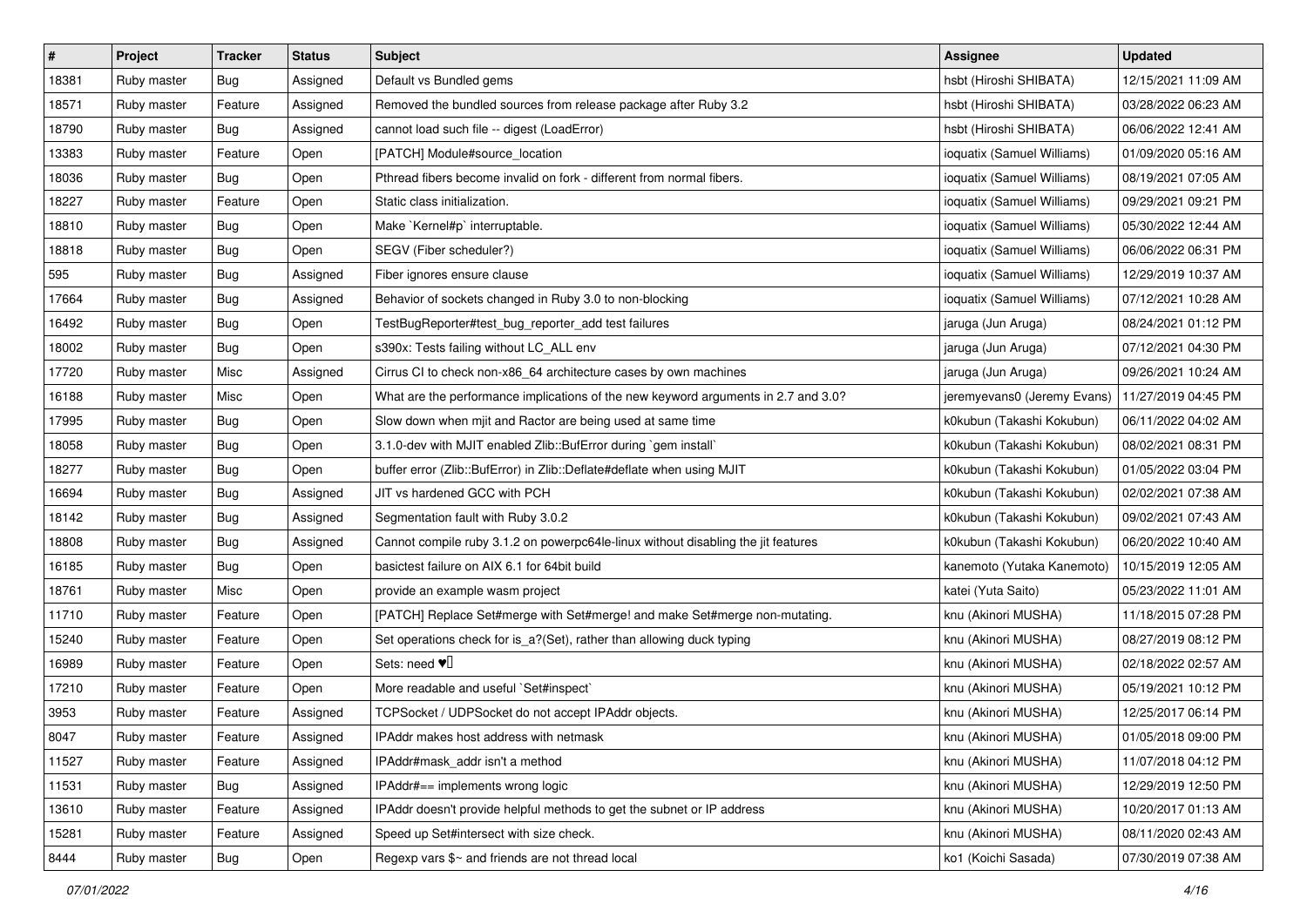| # | Project | Tracker | Status | Subject | Assignee | Updated |
| --- | --- | --- | --- | --- | --- | --- |
| 18381 | Ruby master | Bug | Assigned | Default vs Bundled gems | hsbt (Hiroshi SHIBATA) | 12/15/2021 11:09 AM |
| 18571 | Ruby master | Feature | Assigned | Removed the bundled sources from release package after Ruby 3.2 | hsbt (Hiroshi SHIBATA) | 03/28/2022 06:23 AM |
| 18790 | Ruby master | Bug | Assigned | cannot load such file -- digest (LoadError) | hsbt (Hiroshi SHIBATA) | 06/06/2022 12:41 AM |
| 13383 | Ruby master | Feature | Open | [PATCH] Module#source_location | ioquatix (Samuel Williams) | 01/09/2020 05:16 AM |
| 18036 | Ruby master | Bug | Open | Pthread fibers become invalid on fork - different from normal fibers. | ioquatix (Samuel Williams) | 08/19/2021 07:05 AM |
| 18227 | Ruby master | Feature | Open | Static class initialization. | ioquatix (Samuel Williams) | 09/29/2021 09:21 PM |
| 18810 | Ruby master | Bug | Open | Make `Kernel#p` interruptable. | ioquatix (Samuel Williams) | 05/30/2022 12:44 AM |
| 18818 | Ruby master | Bug | Open | SEGV (Fiber scheduler?) | ioquatix (Samuel Williams) | 06/06/2022 06:31 PM |
| 595 | Ruby master | Bug | Assigned | Fiber ignores ensure clause | ioquatix (Samuel Williams) | 12/29/2019 10:37 AM |
| 17664 | Ruby master | Bug | Assigned | Behavior of sockets changed in Ruby 3.0 to non-blocking | ioquatix (Samuel Williams) | 07/12/2021 10:28 AM |
| 16492 | Ruby master | Bug | Open | TestBugReporter#test_bug_reporter_add test failures | jaruga (Jun Aruga) | 08/24/2021 01:12 PM |
| 18002 | Ruby master | Bug | Open | s390x: Tests failing without LC_ALL env | jaruga (Jun Aruga) | 07/12/2021 04:30 PM |
| 17720 | Ruby master | Misc | Assigned | Cirrus CI to check non-x86_64 architecture cases by own machines | jaruga (Jun Aruga) | 09/26/2021 10:24 AM |
| 16188 | Ruby master | Misc | Open | What are the performance implications of the new keyword arguments in 2.7 and 3.0? | jeremyevans0 (Jeremy Evans) | 11/27/2019 04:45 PM |
| 17995 | Ruby master | Bug | Open | Slow down when mjit and Ractor are being used at same time | k0kubun (Takashi Kokubun) | 06/11/2022 04:02 AM |
| 18058 | Ruby master | Bug | Open | 3.1.0-dev with MJIT enabled Zlib::BufError during `gem install` | k0kubun (Takashi Kokubun) | 08/02/2021 08:31 PM |
| 18277 | Ruby master | Bug | Open | buffer error (Zlib::BufError) in Zlib::Deflate#deflate when using MJIT | k0kubun (Takashi Kokubun) | 01/05/2022 03:04 PM |
| 16694 | Ruby master | Bug | Assigned | JIT vs hardened GCC with PCH | k0kubun (Takashi Kokubun) | 02/02/2021 07:38 AM |
| 18142 | Ruby master | Bug | Assigned | Segmentation fault with Ruby 3.0.2 | k0kubun (Takashi Kokubun) | 09/02/2021 07:43 AM |
| 18808 | Ruby master | Bug | Assigned | Cannot compile ruby 3.1.2 on powerpc64le-linux without disabling the jit features | k0kubun (Takashi Kokubun) | 06/20/2022 10:40 AM |
| 16185 | Ruby master | Bug | Open | basictest failure on AIX 6.1 for 64bit build | kanemoto (Yutaka Kanemoto) | 10/15/2019 12:05 AM |
| 18761 | Ruby master | Misc | Open | provide an example wasm project | katei (Yuta Saito) | 05/23/2022 11:01 AM |
| 11710 | Ruby master | Feature | Open | [PATCH] Replace Set#merge with Set#merge! and make Set#merge non-mutating. | knu (Akinori MUSHA) | 11/18/2015 07:28 PM |
| 15240 | Ruby master | Feature | Open | Set operations check for is_a?(Set), rather than allowing duck typing | knu (Akinori MUSHA) | 08/27/2019 08:12 PM |
| 16989 | Ruby master | Feature | Open | Sets: need ♥️ | knu (Akinori MUSHA) | 02/18/2022 02:57 AM |
| 17210 | Ruby master | Feature | Open | More readable and useful `Set#inspect` | knu (Akinori MUSHA) | 05/19/2021 10:12 PM |
| 3953 | Ruby master | Feature | Assigned | TCPSocket / UDPSocket do not accept IPAddr objects. | knu (Akinori MUSHA) | 12/25/2017 06:14 PM |
| 8047 | Ruby master | Feature | Assigned | IPAddr makes host address with netmask | knu (Akinori MUSHA) | 01/05/2018 09:00 PM |
| 11527 | Ruby master | Feature | Assigned | IPAddr#mask_addr isn't a method | knu (Akinori MUSHA) | 11/07/2018 04:12 PM |
| 11531 | Ruby master | Bug | Assigned | IPAddr#== implements wrong logic | knu (Akinori MUSHA) | 12/29/2019 12:50 PM |
| 13610 | Ruby master | Feature | Assigned | IPAddr doesn't provide helpful methods to get the subnet or IP address | knu (Akinori MUSHA) | 10/20/2017 01:13 AM |
| 15281 | Ruby master | Feature | Assigned | Speed up Set#intersect with size check. | knu (Akinori MUSHA) | 08/11/2020 02:43 AM |
| 8444 | Ruby master | Bug | Open | Regexp vars $~ and friends are not thread local | ko1 (Koichi Sasada) | 07/30/2019 07:38 AM |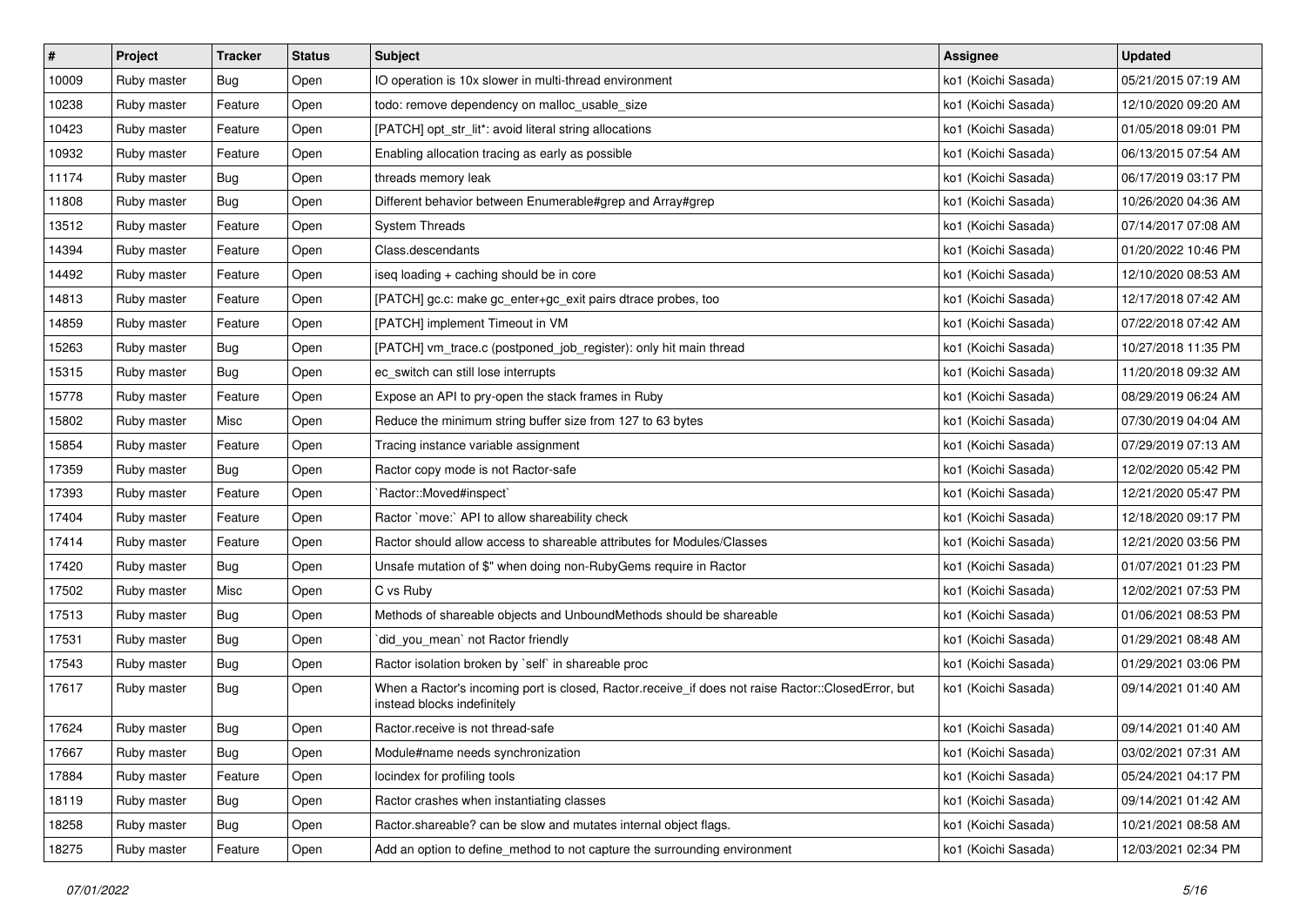| # | Project | Tracker | Status | Subject | Assignee | Updated |
|---|---|---|---|---|---|---|
| 10009 | Ruby master | Bug | Open | IO operation is 10x slower in multi-thread environment | ko1 (Koichi Sasada) | 05/21/2015 07:19 AM |
| 10238 | Ruby master | Feature | Open | todo: remove dependency on malloc_usable_size | ko1 (Koichi Sasada) | 12/10/2020 09:20 AM |
| 10423 | Ruby master | Feature | Open | [PATCH] opt_str_lit*: avoid literal string allocations | ko1 (Koichi Sasada) | 01/05/2018 09:01 PM |
| 10932 | Ruby master | Feature | Open | Enabling allocation tracing as early as possible | ko1 (Koichi Sasada) | 06/13/2015 07:54 AM |
| 11174 | Ruby master | Bug | Open | threads memory leak | ko1 (Koichi Sasada) | 06/17/2019 03:17 PM |
| 11808 | Ruby master | Bug | Open | Different behavior between Enumerable#grep and Array#grep | ko1 (Koichi Sasada) | 10/26/2020 04:36 AM |
| 13512 | Ruby master | Feature | Open | System Threads | ko1 (Koichi Sasada) | 07/14/2017 07:08 AM |
| 14394 | Ruby master | Feature | Open | Class.descendants | ko1 (Koichi Sasada) | 01/20/2022 10:46 PM |
| 14492 | Ruby master | Feature | Open | iseq loading + caching should be in core | ko1 (Koichi Sasada) | 12/10/2020 08:53 AM |
| 14813 | Ruby master | Feature | Open | [PATCH] gc.c: make gc_enter+gc_exit pairs dtrace probes, too | ko1 (Koichi Sasada) | 12/17/2018 07:42 AM |
| 14859 | Ruby master | Feature | Open | [PATCH] implement Timeout in VM | ko1 (Koichi Sasada) | 07/22/2018 07:42 AM |
| 15263 | Ruby master | Bug | Open | [PATCH] vm_trace.c (postponed_job_register): only hit main thread | ko1 (Koichi Sasada) | 10/27/2018 11:35 PM |
| 15315 | Ruby master | Bug | Open | ec_switch can still lose interrupts | ko1 (Koichi Sasada) | 11/20/2018 09:32 AM |
| 15778 | Ruby master | Feature | Open | Expose an API to pry-open the stack frames in Ruby | ko1 (Koichi Sasada) | 08/29/2019 06:24 AM |
| 15802 | Ruby master | Misc | Open | Reduce the minimum string buffer size from 127 to 63 bytes | ko1 (Koichi Sasada) | 07/30/2019 04:04 AM |
| 15854 | Ruby master | Feature | Open | Tracing instance variable assignment | ko1 (Koichi Sasada) | 07/29/2019 07:13 AM |
| 17359 | Ruby master | Bug | Open | Ractor copy mode is not Ractor-safe | ko1 (Koichi Sasada) | 12/02/2020 05:42 PM |
| 17393 | Ruby master | Feature | Open | `Ractor::Moved#inspect` | ko1 (Koichi Sasada) | 12/21/2020 05:47 PM |
| 17404 | Ruby master | Feature | Open | Ractor `move:` API to allow shareability check | ko1 (Koichi Sasada) | 12/18/2020 09:17 PM |
| 17414 | Ruby master | Feature | Open | Ractor should allow access to shareable attributes for Modules/Classes | ko1 (Koichi Sasada) | 12/21/2020 03:56 PM |
| 17420 | Ruby master | Bug | Open | Unsafe mutation of $" when doing non-RubyGems require in Ractor | ko1 (Koichi Sasada) | 01/07/2021 01:23 PM |
| 17502 | Ruby master | Misc | Open | C vs Ruby | ko1 (Koichi Sasada) | 12/02/2021 07:53 PM |
| 17513 | Ruby master | Bug | Open | Methods of shareable objects and UnboundMethods should be shareable | ko1 (Koichi Sasada) | 01/06/2021 08:53 PM |
| 17531 | Ruby master | Bug | Open | `did_you_mean` not Ractor friendly | ko1 (Koichi Sasada) | 01/29/2021 08:48 AM |
| 17543 | Ruby master | Bug | Open | Ractor isolation broken by `self` in shareable proc | ko1 (Koichi Sasada) | 01/29/2021 03:06 PM |
| 17617 | Ruby master | Bug | Open | When a Ractor's incoming port is closed, Ractor.receive_if does not raise Ractor::ClosedError, but instead blocks indefinitely | ko1 (Koichi Sasada) | 09/14/2021 01:40 AM |
| 17624 | Ruby master | Bug | Open | Ractor.receive is not thread-safe | ko1 (Koichi Sasada) | 09/14/2021 01:40 AM |
| 17667 | Ruby master | Bug | Open | Module#name needs synchronization | ko1 (Koichi Sasada) | 03/02/2021 07:31 AM |
| 17884 | Ruby master | Feature | Open | locindex for profiling tools | ko1 (Koichi Sasada) | 05/24/2021 04:17 PM |
| 18119 | Ruby master | Bug | Open | Ractor crashes when instantiating classes | ko1 (Koichi Sasada) | 09/14/2021 01:42 AM |
| 18258 | Ruby master | Bug | Open | Ractor.shareable? can be slow and mutates internal object flags. | ko1 (Koichi Sasada) | 10/21/2021 08:58 AM |
| 18275 | Ruby master | Feature | Open | Add an option to define_method to not capture the surrounding environment | ko1 (Koichi Sasada) | 12/03/2021 02:34 PM |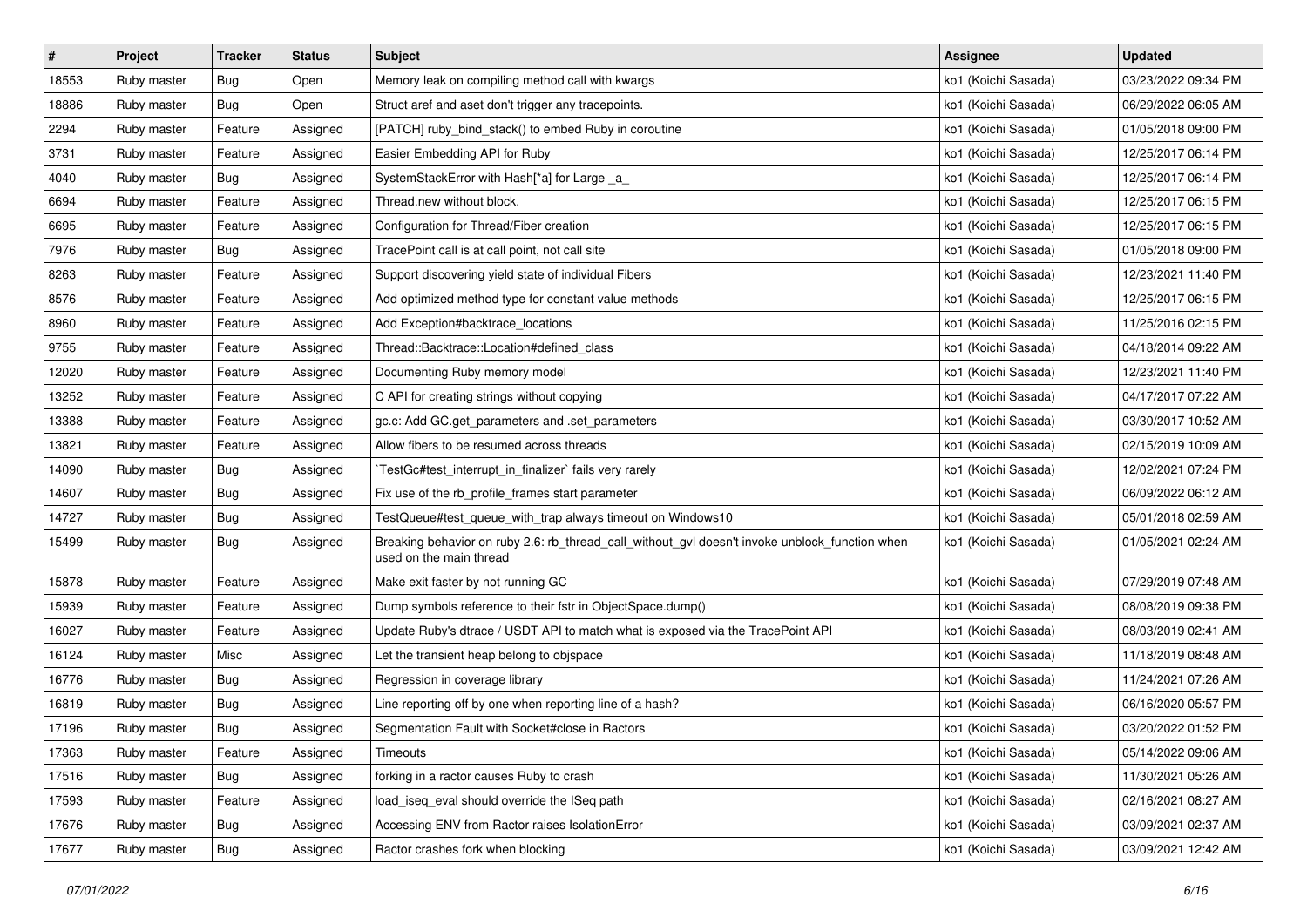| # | Project | Tracker | Status | Subject | Assignee | Updated |
|---|---|---|---|---|---|---|
| 18553 | Ruby master | Bug | Open | Memory leak on compiling method call with kwargs | ko1 (Koichi Sasada) | 03/23/2022 09:34 PM |
| 18886 | Ruby master | Bug | Open | Struct aref and aset don't trigger any tracepoints. | ko1 (Koichi Sasada) | 06/29/2022 06:05 AM |
| 2294 | Ruby master | Feature | Assigned | [PATCH] ruby_bind_stack() to embed Ruby in coroutine | ko1 (Koichi Sasada) | 01/05/2018 09:00 PM |
| 3731 | Ruby master | Feature | Assigned | Easier Embedding API for Ruby | ko1 (Koichi Sasada) | 12/25/2017 06:14 PM |
| 4040 | Ruby master | Bug | Assigned | SystemStackError with Hash[*a] for Large _a_ | ko1 (Koichi Sasada) | 12/25/2017 06:14 PM |
| 6694 | Ruby master | Feature | Assigned | Thread.new without block. | ko1 (Koichi Sasada) | 12/25/2017 06:15 PM |
| 6695 | Ruby master | Feature | Assigned | Configuration for Thread/Fiber creation | ko1 (Koichi Sasada) | 12/25/2017 06:15 PM |
| 7976 | Ruby master | Bug | Assigned | TracePoint call is at call point, not call site | ko1 (Koichi Sasada) | 01/05/2018 09:00 PM |
| 8263 | Ruby master | Feature | Assigned | Support discovering yield state of individual Fibers | ko1 (Koichi Sasada) | 12/23/2021 11:40 PM |
| 8576 | Ruby master | Feature | Assigned | Add optimized method type for constant value methods | ko1 (Koichi Sasada) | 12/25/2017 06:15 PM |
| 8960 | Ruby master | Feature | Assigned | Add Exception#backtrace_locations | ko1 (Koichi Sasada) | 11/25/2016 02:15 PM |
| 9755 | Ruby master | Feature | Assigned | Thread::Backtrace::Location#defined_class | ko1 (Koichi Sasada) | 04/18/2014 09:22 AM |
| 12020 | Ruby master | Feature | Assigned | Documenting Ruby memory model | ko1 (Koichi Sasada) | 12/23/2021 11:40 PM |
| 13252 | Ruby master | Feature | Assigned | C API for creating strings without copying | ko1 (Koichi Sasada) | 04/17/2017 07:22 AM |
| 13388 | Ruby master | Feature | Assigned | gc.c: Add GC.get_parameters and .set_parameters | ko1 (Koichi Sasada) | 03/30/2017 10:52 AM |
| 13821 | Ruby master | Feature | Assigned | Allow fibers to be resumed across threads | ko1 (Koichi Sasada) | 02/15/2019 10:09 AM |
| 14090 | Ruby master | Bug | Assigned | `TestGc#test_interrupt_in_finalizer` fails very rarely | ko1 (Koichi Sasada) | 12/02/2021 07:24 PM |
| 14607 | Ruby master | Bug | Assigned | Fix use of the rb_profile_frames start parameter | ko1 (Koichi Sasada) | 06/09/2022 06:12 AM |
| 14727 | Ruby master | Bug | Assigned | TestQueue#test_queue_with_trap always timeout on Windows10 | ko1 (Koichi Sasada) | 05/01/2018 02:59 AM |
| 15499 | Ruby master | Bug | Assigned | Breaking behavior on ruby 2.6: rb_thread_call_without_gvl doesn't invoke unblock_function when used on the main thread | ko1 (Koichi Sasada) | 01/05/2021 02:24 AM |
| 15878 | Ruby master | Feature | Assigned | Make exit faster by not running GC | ko1 (Koichi Sasada) | 07/29/2019 07:48 AM |
| 15939 | Ruby master | Feature | Assigned | Dump symbols reference to their fstr in ObjectSpace.dump() | ko1 (Koichi Sasada) | 08/08/2019 09:38 PM |
| 16027 | Ruby master | Feature | Assigned | Update Ruby's dtrace / USDT API to match what is exposed via the TracePoint API | ko1 (Koichi Sasada) | 08/03/2019 02:41 AM |
| 16124 | Ruby master | Misc | Assigned | Let the transient heap belong to objspace | ko1 (Koichi Sasada) | 11/18/2019 08:48 AM |
| 16776 | Ruby master | Bug | Assigned | Regression in coverage library | ko1 (Koichi Sasada) | 11/24/2021 07:26 AM |
| 16819 | Ruby master | Bug | Assigned | Line reporting off by one when reporting line of a hash? | ko1 (Koichi Sasada) | 06/16/2020 05:57 PM |
| 17196 | Ruby master | Bug | Assigned | Segmentation Fault with Socket#close in Ractors | ko1 (Koichi Sasada) | 03/20/2022 01:52 PM |
| 17363 | Ruby master | Feature | Assigned | Timeouts | ko1 (Koichi Sasada) | 05/14/2022 09:06 AM |
| 17516 | Ruby master | Bug | Assigned | forking in a ractor causes Ruby to crash | ko1 (Koichi Sasada) | 11/30/2021 05:26 AM |
| 17593 | Ruby master | Feature | Assigned | load_iseq_eval should override the ISeq path | ko1 (Koichi Sasada) | 02/16/2021 08:27 AM |
| 17676 | Ruby master | Bug | Assigned | Accessing ENV from Ractor raises IsolationError | ko1 (Koichi Sasada) | 03/09/2021 02:37 AM |
| 17677 | Ruby master | Bug | Assigned | Ractor crashes fork when blocking | ko1 (Koichi Sasada) | 03/09/2021 12:42 AM |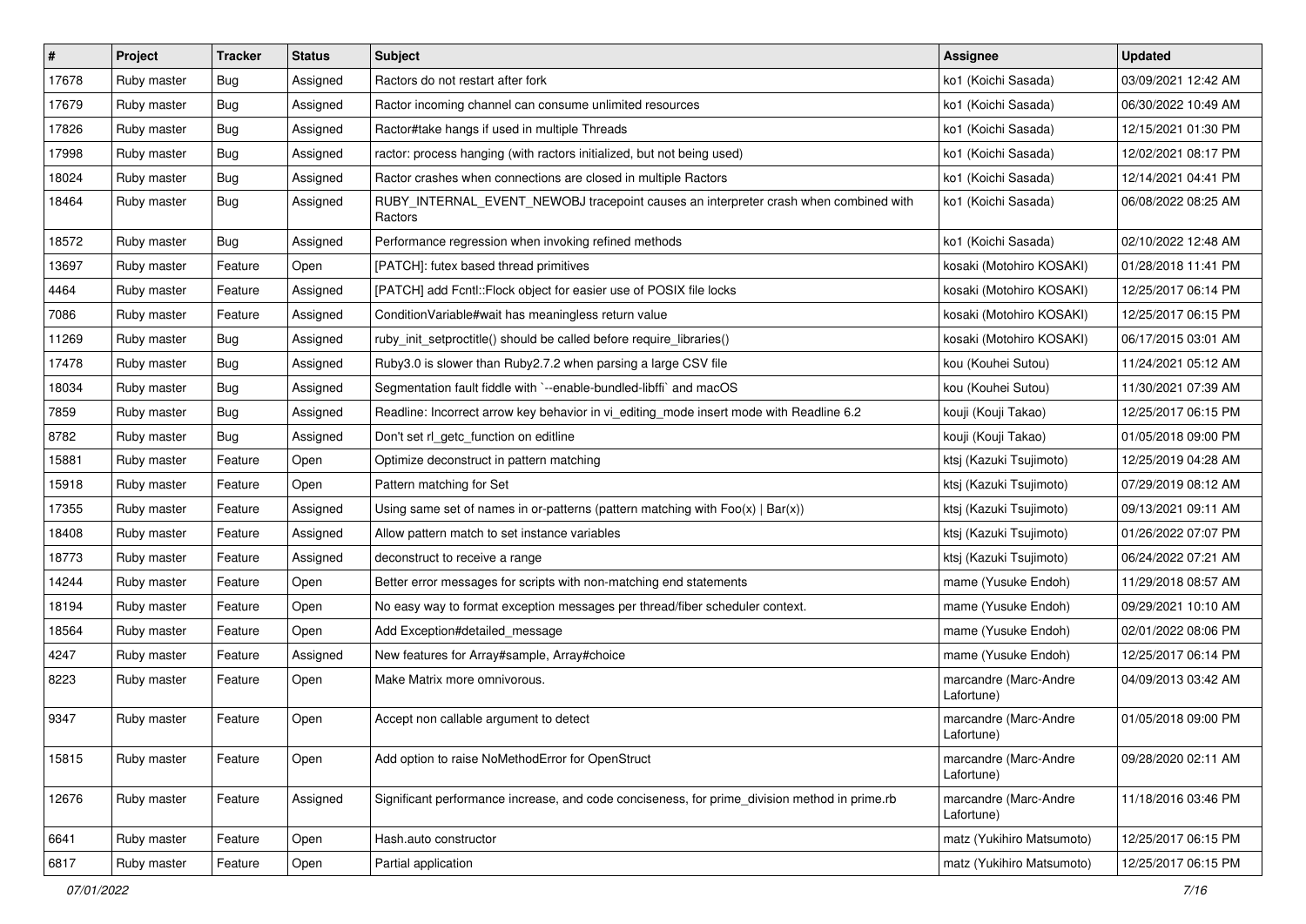| # | Project | Tracker | Status | Subject | Assignee | Updated |
|---|---|---|---|---|---|---|
| 17678 | Ruby master | Bug | Assigned | Ractors do not restart after fork | ko1 (Koichi Sasada) | 03/09/2021 12:42 AM |
| 17679 | Ruby master | Bug | Assigned | Ractor incoming channel can consume unlimited resources | ko1 (Koichi Sasada) | 06/30/2022 10:49 AM |
| 17826 | Ruby master | Bug | Assigned | Ractor#take hangs if used in multiple Threads | ko1 (Koichi Sasada) | 12/15/2021 01:30 PM |
| 17998 | Ruby master | Bug | Assigned | ractor: process hanging (with ractors initialized, but not being used) | ko1 (Koichi Sasada) | 12/02/2021 08:17 PM |
| 18024 | Ruby master | Bug | Assigned | Ractor crashes when connections are closed in multiple Ractors | ko1 (Koichi Sasada) | 12/14/2021 04:41 PM |
| 18464 | Ruby master | Bug | Assigned | RUBY_INTERNAL_EVENT_NEWOBJ tracepoint causes an interpreter crash when combined with Ractors | ko1 (Koichi Sasada) | 06/08/2022 08:25 AM |
| 18572 | Ruby master | Bug | Assigned | Performance regression when invoking refined methods | ko1 (Koichi Sasada) | 02/10/2022 12:48 AM |
| 13697 | Ruby master | Feature | Open | [PATCH]: futex based thread primitives | kosaki (Motohiro KOSAKI) | 01/28/2018 11:41 PM |
| 4464 | Ruby master | Feature | Assigned | [PATCH] add Fcntl::Flock object for easier use of POSIX file locks | kosaki (Motohiro KOSAKI) | 12/25/2017 06:14 PM |
| 7086 | Ruby master | Feature | Assigned | ConditionVariable#wait has meaningless return value | kosaki (Motohiro KOSAKI) | 12/25/2017 06:15 PM |
| 11269 | Ruby master | Bug | Assigned | ruby_init_setproctitle() should be called before require_libraries() | kosaki (Motohiro KOSAKI) | 06/17/2015 03:01 AM |
| 17478 | Ruby master | Bug | Assigned | Ruby3.0 is slower than Ruby2.7.2 when parsing a large CSV file | kou (Kouhei Sutou) | 11/24/2021 05:12 AM |
| 18034 | Ruby master | Bug | Assigned | Segmentation fault fiddle with `--enable-bundled-libffi` and macOS | kou (Kouhei Sutou) | 11/30/2021 07:39 AM |
| 7859 | Ruby master | Bug | Assigned | Readline: Incorrect arrow key behavior in vi_editing_mode insert mode with Readline 6.2 | kouji (Kouji Takao) | 12/25/2017 06:15 PM |
| 8782 | Ruby master | Bug | Assigned | Don't set rl_getc_function on editline | kouji (Kouji Takao) | 01/05/2018 09:00 PM |
| 15881 | Ruby master | Feature | Open | Optimize deconstruct in pattern matching | ktsj (Kazuki Tsujimoto) | 12/25/2019 04:28 AM |
| 15918 | Ruby master | Feature | Open | Pattern matching for Set | ktsj (Kazuki Tsujimoto) | 07/29/2019 08:12 AM |
| 17355 | Ruby master | Feature | Assigned | Using same set of names in or-patterns (pattern matching with Foo(x) \| Bar(x)) | ktsj (Kazuki Tsujimoto) | 09/13/2021 09:11 AM |
| 18408 | Ruby master | Feature | Assigned | Allow pattern match to set instance variables | ktsj (Kazuki Tsujimoto) | 01/26/2022 07:07 PM |
| 18773 | Ruby master | Feature | Assigned | deconstruct to receive a range | ktsj (Kazuki Tsujimoto) | 06/24/2022 07:21 AM |
| 14244 | Ruby master | Feature | Open | Better error messages for scripts with non-matching end statements | mame (Yusuke Endoh) | 11/29/2018 08:57 AM |
| 18194 | Ruby master | Feature | Open | No easy way to format exception messages per thread/fiber scheduler context. | mame (Yusuke Endoh) | 09/29/2021 10:10 AM |
| 18564 | Ruby master | Feature | Open | Add Exception#detailed_message | mame (Yusuke Endoh) | 02/01/2022 08:06 PM |
| 4247 | Ruby master | Feature | Assigned | New features for Array#sample, Array#choice | mame (Yusuke Endoh) | 12/25/2017 06:14 PM |
| 8223 | Ruby master | Feature | Open | Make Matrix more omnivorous. | marcandre (Marc-Andre Lafortune) | 04/09/2013 03:42 AM |
| 9347 | Ruby master | Feature | Open | Accept non callable argument to detect | marcandre (Marc-Andre Lafortune) | 01/05/2018 09:00 PM |
| 15815 | Ruby master | Feature | Open | Add option to raise NoMethodError for OpenStruct | marcandre (Marc-Andre Lafortune) | 09/28/2020 02:11 AM |
| 12676 | Ruby master | Feature | Assigned | Significant performance increase, and code conciseness, for prime_division method in prime.rb | marcandre (Marc-Andre Lafortune) | 11/18/2016 03:46 PM |
| 6641 | Ruby master | Feature | Open | Hash.auto constructor | matz (Yukihiro Matsumoto) | 12/25/2017 06:15 PM |
| 6817 | Ruby master | Feature | Open | Partial application | matz (Yukihiro Matsumoto) | 12/25/2017 06:15 PM |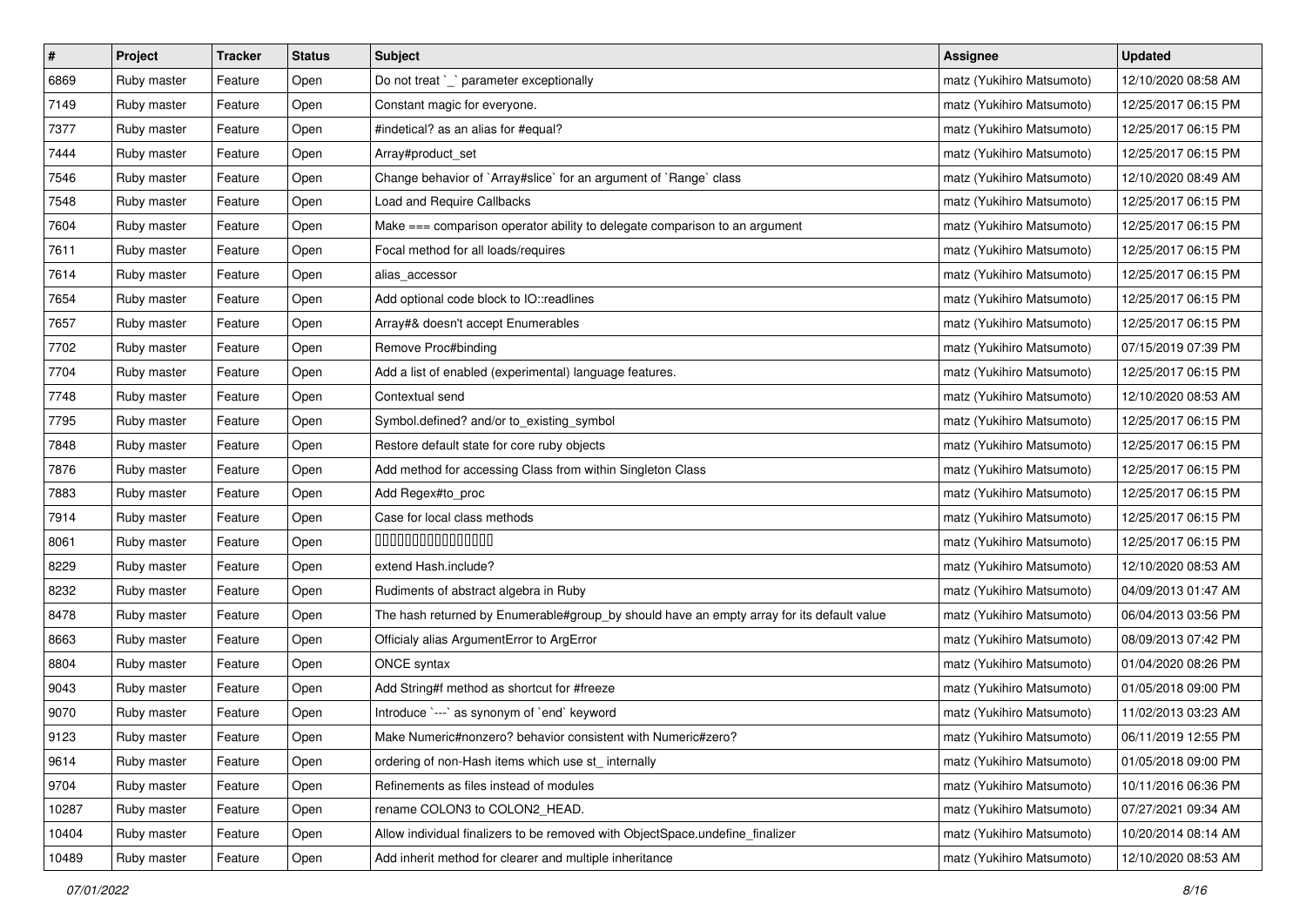| # | Project | Tracker | Status | Subject | Assignee | Updated |
|---|---|---|---|---|---|---|
| 6869 | Ruby master | Feature | Open | Do not treat `_` parameter exceptionally | matz (Yukihiro Matsumoto) | 12/10/2020 08:58 AM |
| 7149 | Ruby master | Feature | Open | Constant magic for everyone. | matz (Yukihiro Matsumoto) | 12/25/2017 06:15 PM |
| 7377 | Ruby master | Feature | Open | #indetical? as an alias for #equal? | matz (Yukihiro Matsumoto) | 12/25/2017 06:15 PM |
| 7444 | Ruby master | Feature | Open | Array#product_set | matz (Yukihiro Matsumoto) | 12/25/2017 06:15 PM |
| 7546 | Ruby master | Feature | Open | Change behavior of `Array#slice` for an argument of `Range` class | matz (Yukihiro Matsumoto) | 12/10/2020 08:49 AM |
| 7548 | Ruby master | Feature | Open | Load and Require Callbacks | matz (Yukihiro Matsumoto) | 12/25/2017 06:15 PM |
| 7604 | Ruby master | Feature | Open | Make === comparison operator ability to delegate comparison to an argument | matz (Yukihiro Matsumoto) | 12/25/2017 06:15 PM |
| 7611 | Ruby master | Feature | Open | Focal method for all loads/requires | matz (Yukihiro Matsumoto) | 12/25/2017 06:15 PM |
| 7614 | Ruby master | Feature | Open | alias_accessor | matz (Yukihiro Matsumoto) | 12/25/2017 06:15 PM |
| 7654 | Ruby master | Feature | Open | Add optional code block to IO::readlines | matz (Yukihiro Matsumoto) | 12/25/2017 06:15 PM |
| 7657 | Ruby master | Feature | Open | Array#& doesn't accept Enumerables | matz (Yukihiro Matsumoto) | 12/25/2017 06:15 PM |
| 7702 | Ruby master | Feature | Open | Remove Proc#binding | matz (Yukihiro Matsumoto) | 07/15/2019 07:39 PM |
| 7704 | Ruby master | Feature | Open | Add a list of enabled (experimental) language features. | matz (Yukihiro Matsumoto) | 12/25/2017 06:15 PM |
| 7748 | Ruby master | Feature | Open | Contextual send | matz (Yukihiro Matsumoto) | 12/10/2020 08:53 AM |
| 7795 | Ruby master | Feature | Open | Symbol.defined? and/or to_existing_symbol | matz (Yukihiro Matsumoto) | 12/25/2017 06:15 PM |
| 7848 | Ruby master | Feature | Open | Restore default state for core ruby objects | matz (Yukihiro Matsumoto) | 12/25/2017 06:15 PM |
| 7876 | Ruby master | Feature | Open | Add method for accessing Class from within Singleton Class | matz (Yukihiro Matsumoto) | 12/25/2017 06:15 PM |
| 7883 | Ruby master | Feature | Open | Add Regex#to_proc | matz (Yukihiro Matsumoto) | 12/25/2017 06:15 PM |
| 7914 | Ruby master | Feature | Open | Case for local class methods | matz (Yukihiro Matsumoto) | 12/25/2017 06:15 PM |
| 8061 | Ruby master | Feature | Open | 0000000000000000 | matz (Yukihiro Matsumoto) | 12/25/2017 06:15 PM |
| 8229 | Ruby master | Feature | Open | extend Hash.include? | matz (Yukihiro Matsumoto) | 12/10/2020 08:53 AM |
| 8232 | Ruby master | Feature | Open | Rudiments of abstract algebra in Ruby | matz (Yukihiro Matsumoto) | 04/09/2013 01:47 AM |
| 8478 | Ruby master | Feature | Open | The hash returned by Enumerable#group_by should have an empty array for its default value | matz (Yukihiro Matsumoto) | 06/04/2013 03:56 PM |
| 8663 | Ruby master | Feature | Open | Officialy alias ArgumentError to ArgError | matz (Yukihiro Matsumoto) | 08/09/2013 07:42 PM |
| 8804 | Ruby master | Feature | Open | ONCE syntax | matz (Yukihiro Matsumoto) | 01/04/2020 08:26 PM |
| 9043 | Ruby master | Feature | Open | Add String#f method as shortcut for #freeze | matz (Yukihiro Matsumoto) | 01/05/2018 09:00 PM |
| 9070 | Ruby master | Feature | Open | Introduce `---` as synonym of `end` keyword | matz (Yukihiro Matsumoto) | 11/02/2013 03:23 AM |
| 9123 | Ruby master | Feature | Open | Make Numeric#nonzero? behavior consistent with Numeric#zero? | matz (Yukihiro Matsumoto) | 06/11/2019 12:55 PM |
| 9614 | Ruby master | Feature | Open | ordering of non-Hash items which use st_ internally | matz (Yukihiro Matsumoto) | 01/05/2018 09:00 PM |
| 9704 | Ruby master | Feature | Open | Refinements as files instead of modules | matz (Yukihiro Matsumoto) | 10/11/2016 06:36 PM |
| 10287 | Ruby master | Feature | Open | rename COLON3 to COLON2_HEAD. | matz (Yukihiro Matsumoto) | 07/27/2021 09:34 AM |
| 10404 | Ruby master | Feature | Open | Allow individual finalizers to be removed with ObjectSpace.undefine_finalizer | matz (Yukihiro Matsumoto) | 10/20/2014 08:14 AM |
| 10489 | Ruby master | Feature | Open | Add inherit method for clearer and multiple inheritance | matz (Yukihiro Matsumoto) | 12/10/2020 08:53 AM |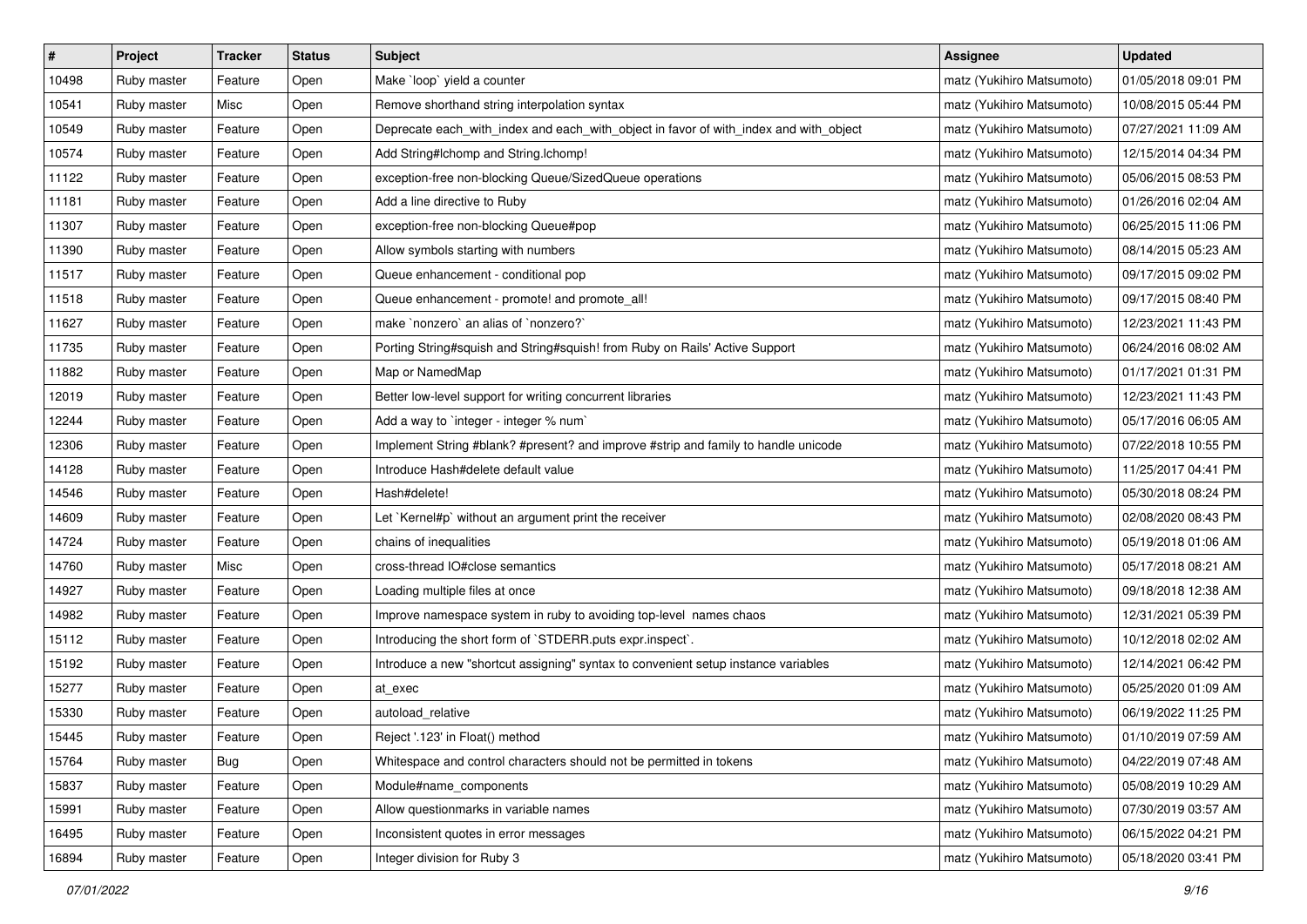| # | Project | Tracker | Status | Subject | Assignee | Updated |
|---|---|---|---|---|---|---|
| 10498 | Ruby master | Feature | Open | Make `loop` yield a counter | matz (Yukihiro Matsumoto) | 01/05/2018 09:01 PM |
| 10541 | Ruby master | Misc | Open | Remove shorthand string interpolation syntax | matz (Yukihiro Matsumoto) | 10/08/2015 05:44 PM |
| 10549 | Ruby master | Feature | Open | Deprecate each_with_index and each_with_object in favor of with_index and with_object | matz (Yukihiro Matsumoto) | 07/27/2021 11:09 AM |
| 10574 | Ruby master | Feature | Open | Add String#lchomp and String.lchomp! | matz (Yukihiro Matsumoto) | 12/15/2014 04:34 PM |
| 11122 | Ruby master | Feature | Open | exception-free non-blocking Queue/SizedQueue operations | matz (Yukihiro Matsumoto) | 05/06/2015 08:53 PM |
| 11181 | Ruby master | Feature | Open | Add a line directive to Ruby | matz (Yukihiro Matsumoto) | 01/26/2016 02:04 AM |
| 11307 | Ruby master | Feature | Open | exception-free non-blocking Queue#pop | matz (Yukihiro Matsumoto) | 06/25/2015 11:06 PM |
| 11390 | Ruby master | Feature | Open | Allow symbols starting with numbers | matz (Yukihiro Matsumoto) | 08/14/2015 05:23 AM |
| 11517 | Ruby master | Feature | Open | Queue enhancement - conditional pop | matz (Yukihiro Matsumoto) | 09/17/2015 09:02 PM |
| 11518 | Ruby master | Feature | Open | Queue enhancement - promote! and promote_all! | matz (Yukihiro Matsumoto) | 09/17/2015 08:40 PM |
| 11627 | Ruby master | Feature | Open | make `nonzero` an alias of `nonzero?` | matz (Yukihiro Matsumoto) | 12/23/2021 11:43 PM |
| 11735 | Ruby master | Feature | Open | Porting String#squish and String#squish! from Ruby on Rails' Active Support | matz (Yukihiro Matsumoto) | 06/24/2016 08:02 AM |
| 11882 | Ruby master | Feature | Open | Map or NamedMap | matz (Yukihiro Matsumoto) | 01/17/2021 01:31 PM |
| 12019 | Ruby master | Feature | Open | Better low-level support for writing concurrent libraries | matz (Yukihiro Matsumoto) | 12/23/2021 11:43 PM |
| 12244 | Ruby master | Feature | Open | Add a way to `integer - integer % num` | matz (Yukihiro Matsumoto) | 05/17/2016 06:05 AM |
| 12306 | Ruby master | Feature | Open | Implement String #blank? #present? and improve #strip and family to handle unicode | matz (Yukihiro Matsumoto) | 07/22/2018 10:55 PM |
| 14128 | Ruby master | Feature | Open | Introduce Hash#delete default value | matz (Yukihiro Matsumoto) | 11/25/2017 04:41 PM |
| 14546 | Ruby master | Feature | Open | Hash#delete! | matz (Yukihiro Matsumoto) | 05/30/2018 08:24 PM |
| 14609 | Ruby master | Feature | Open | Let `Kernel#p` without an argument print the receiver | matz (Yukihiro Matsumoto) | 02/08/2020 08:43 PM |
| 14724 | Ruby master | Feature | Open | chains of inequalities | matz (Yukihiro Matsumoto) | 05/19/2018 01:06 AM |
| 14760 | Ruby master | Misc | Open | cross-thread IO#close semantics | matz (Yukihiro Matsumoto) | 05/17/2018 08:21 AM |
| 14927 | Ruby master | Feature | Open | Loading multiple files at once | matz (Yukihiro Matsumoto) | 09/18/2018 12:38 AM |
| 14982 | Ruby master | Feature | Open | Improve namespace system in ruby to avoiding top-level names chaos | matz (Yukihiro Matsumoto) | 12/31/2021 05:39 PM |
| 15112 | Ruby master | Feature | Open | Introducing the short form of `STDERR.puts expr.inspect`. | matz (Yukihiro Matsumoto) | 10/12/2018 02:02 AM |
| 15192 | Ruby master | Feature | Open | Introduce a new "shortcut assigning" syntax to convenient setup instance variables | matz (Yukihiro Matsumoto) | 12/14/2021 06:42 PM |
| 15277 | Ruby master | Feature | Open | at_exec | matz (Yukihiro Matsumoto) | 05/25/2020 01:09 AM |
| 15330 | Ruby master | Feature | Open | autoload_relative | matz (Yukihiro Matsumoto) | 06/19/2022 11:25 PM |
| 15445 | Ruby master | Feature | Open | Reject '.123' in Float() method | matz (Yukihiro Matsumoto) | 01/10/2019 07:59 AM |
| 15764 | Ruby master | Bug | Open | Whitespace and control characters should not be permitted in tokens | matz (Yukihiro Matsumoto) | 04/22/2019 07:48 AM |
| 15837 | Ruby master | Feature | Open | Module#name_components | matz (Yukihiro Matsumoto) | 05/08/2019 10:29 AM |
| 15991 | Ruby master | Feature | Open | Allow questionmarks in variable names | matz (Yukihiro Matsumoto) | 07/30/2019 03:57 AM |
| 16495 | Ruby master | Feature | Open | Inconsistent quotes in error messages | matz (Yukihiro Matsumoto) | 06/15/2022 04:21 PM |
| 16894 | Ruby master | Feature | Open | Integer division for Ruby 3 | matz (Yukihiro Matsumoto) | 05/18/2020 03:41 PM |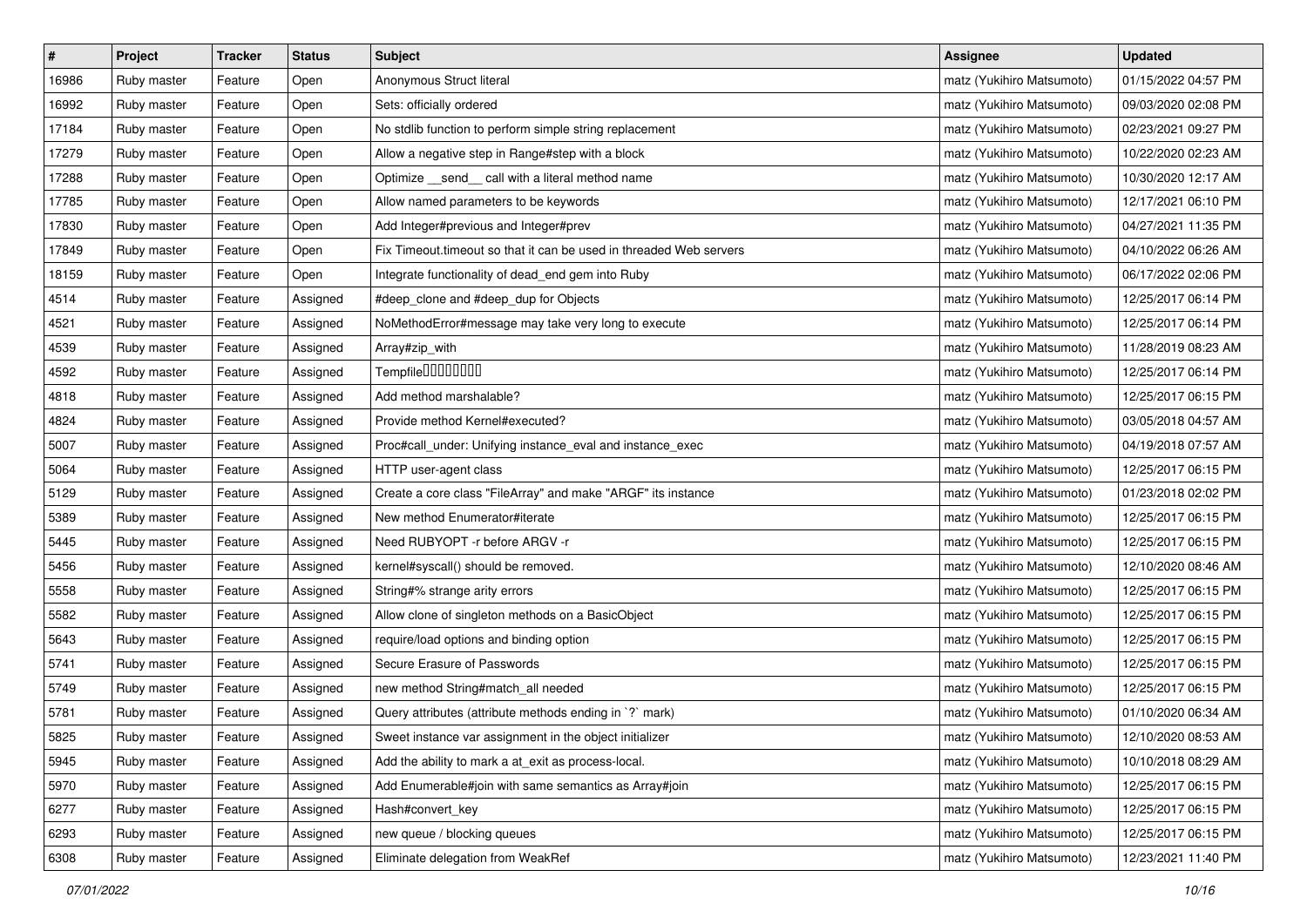| # | Project | Tracker | Status | Subject | Assignee | Updated |
|---|---|---|---|---|---|---|
| 16986 | Ruby master | Feature | Open | Anonymous Struct literal | matz (Yukihiro Matsumoto) | 01/15/2022 04:57 PM |
| 16992 | Ruby master | Feature | Open | Sets: officially ordered | matz (Yukihiro Matsumoto) | 09/03/2020 02:08 PM |
| 17184 | Ruby master | Feature | Open | No stdlib function to perform simple string replacement | matz (Yukihiro Matsumoto) | 02/23/2021 09:27 PM |
| 17279 | Ruby master | Feature | Open | Allow a negative step in Range#step with a block | matz (Yukihiro Matsumoto) | 10/22/2020 02:23 AM |
| 17288 | Ruby master | Feature | Open | Optimize __send__ call with a literal method name | matz (Yukihiro Matsumoto) | 10/30/2020 12:17 AM |
| 17785 | Ruby master | Feature | Open | Allow named parameters to be keywords | matz (Yukihiro Matsumoto) | 12/17/2021 06:10 PM |
| 17830 | Ruby master | Feature | Open | Add Integer#previous and Integer#prev | matz (Yukihiro Matsumoto) | 04/27/2021 11:35 PM |
| 17849 | Ruby master | Feature | Open | Fix Timeout.timeout so that it can be used in threaded Web servers | matz (Yukihiro Matsumoto) | 04/10/2022 06:26 AM |
| 18159 | Ruby master | Feature | Open | Integrate functionality of dead_end gem into Ruby | matz (Yukihiro Matsumoto) | 06/17/2022 02:06 PM |
| 4514 | Ruby master | Feature | Assigned | #deep_clone and #deep_dup for Objects | matz (Yukihiro Matsumoto) | 12/25/2017 06:14 PM |
| 4521 | Ruby master | Feature | Assigned | NoMethodError#message may take very long to execute | matz (Yukihiro Matsumoto) | 12/25/2017 06:14 PM |
| 4539 | Ruby master | Feature | Assigned | Array#zip_with | matz (Yukihiro Matsumoto) | 11/28/2019 08:23 AM |
| 4592 | Ruby master | Feature | Assigned | Tempfile�������� | matz (Yukihiro Matsumoto) | 12/25/2017 06:14 PM |
| 4818 | Ruby master | Feature | Assigned | Add method marshalable? | matz (Yukihiro Matsumoto) | 12/25/2017 06:15 PM |
| 4824 | Ruby master | Feature | Assigned | Provide method Kernel#executed? | matz (Yukihiro Matsumoto) | 03/05/2018 04:57 AM |
| 5007 | Ruby master | Feature | Assigned | Proc#call_under: Unifying instance_eval and instance_exec | matz (Yukihiro Matsumoto) | 04/19/2018 07:57 AM |
| 5064 | Ruby master | Feature | Assigned | HTTP user-agent class | matz (Yukihiro Matsumoto) | 12/25/2017 06:15 PM |
| 5129 | Ruby master | Feature | Assigned | Create a core class "FileArray" and make "ARGF" its instance | matz (Yukihiro Matsumoto) | 01/23/2018 02:02 PM |
| 5389 | Ruby master | Feature | Assigned | New method Enumerator#iterate | matz (Yukihiro Matsumoto) | 12/25/2017 06:15 PM |
| 5445 | Ruby master | Feature | Assigned | Need RUBYOPT -r before ARGV -r | matz (Yukihiro Matsumoto) | 12/25/2017 06:15 PM |
| 5456 | Ruby master | Feature | Assigned | kernel#syscall() should be removed. | matz (Yukihiro Matsumoto) | 12/10/2020 08:46 AM |
| 5558 | Ruby master | Feature | Assigned | String#% strange arity errors | matz (Yukihiro Matsumoto) | 12/25/2017 06:15 PM |
| 5582 | Ruby master | Feature | Assigned | Allow clone of singleton methods on a BasicObject | matz (Yukihiro Matsumoto) | 12/25/2017 06:15 PM |
| 5643 | Ruby master | Feature | Assigned | require/load options and binding option | matz (Yukihiro Matsumoto) | 12/25/2017 06:15 PM |
| 5741 | Ruby master | Feature | Assigned | Secure Erasure of Passwords | matz (Yukihiro Matsumoto) | 12/25/2017 06:15 PM |
| 5749 | Ruby master | Feature | Assigned | new method String#match_all needed | matz (Yukihiro Matsumoto) | 12/25/2017 06:15 PM |
| 5781 | Ruby master | Feature | Assigned | Query attributes (attribute methods ending in `?` mark) | matz (Yukihiro Matsumoto) | 01/10/2020 06:34 AM |
| 5825 | Ruby master | Feature | Assigned | Sweet instance var assignment in the object initializer | matz (Yukihiro Matsumoto) | 12/10/2020 08:53 AM |
| 5945 | Ruby master | Feature | Assigned | Add the ability to mark a at_exit as process-local. | matz (Yukihiro Matsumoto) | 10/10/2018 08:29 AM |
| 5970 | Ruby master | Feature | Assigned | Add Enumerable#join with same semantics as Array#join | matz (Yukihiro Matsumoto) | 12/25/2017 06:15 PM |
| 6277 | Ruby master | Feature | Assigned | Hash#convert_key | matz (Yukihiro Matsumoto) | 12/25/2017 06:15 PM |
| 6293 | Ruby master | Feature | Assigned | new queue / blocking queues | matz (Yukihiro Matsumoto) | 12/25/2017 06:15 PM |
| 6308 | Ruby master | Feature | Assigned | Eliminate delegation from WeakRef | matz (Yukihiro Matsumoto) | 12/23/2021 11:40 PM |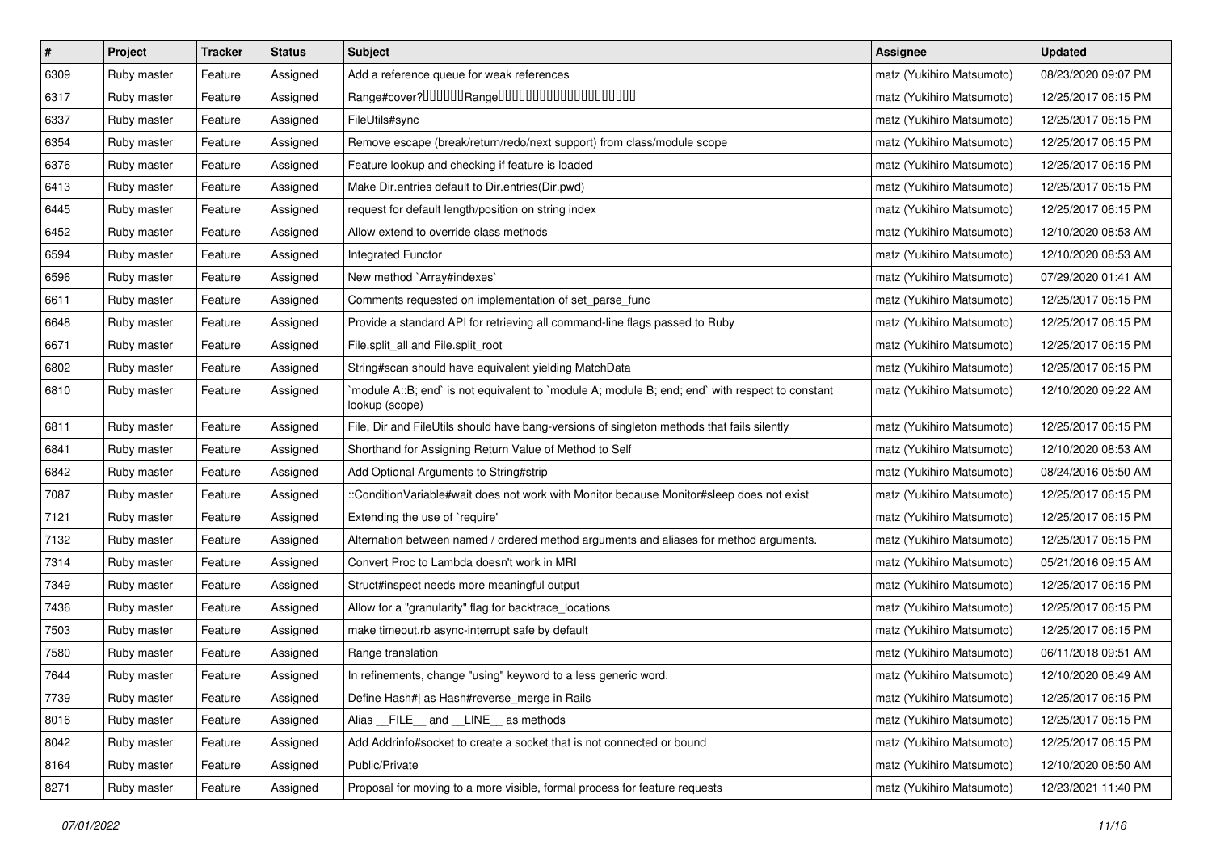| # | Project | Tracker | Status | Subject | Assignee | Updated |
|---|---|---|---|---|---|---|
| 6309 | Ruby master | Feature | Assigned | Add a reference queue for weak references | matz (Yukihiro Matsumoto) | 08/23/2020 09:07 PM |
| 6317 | Ruby master | Feature | Assigned | Range#cover?□□□□□□Range□□□□□□□□□□□□□□□□□□□□ | matz (Yukihiro Matsumoto) | 12/25/2017 06:15 PM |
| 6337 | Ruby master | Feature | Assigned | FileUtils#sync | matz (Yukihiro Matsumoto) | 12/25/2017 06:15 PM |
| 6354 | Ruby master | Feature | Assigned | Remove escape (break/return/redo/next support) from class/module scope | matz (Yukihiro Matsumoto) | 12/25/2017 06:15 PM |
| 6376 | Ruby master | Feature | Assigned | Feature lookup and checking if feature is loaded | matz (Yukihiro Matsumoto) | 12/25/2017 06:15 PM |
| 6413 | Ruby master | Feature | Assigned | Make Dir.entries default to Dir.entries(Dir.pwd) | matz (Yukihiro Matsumoto) | 12/25/2017 06:15 PM |
| 6445 | Ruby master | Feature | Assigned | request for default length/position on string index | matz (Yukihiro Matsumoto) | 12/25/2017 06:15 PM |
| 6452 | Ruby master | Feature | Assigned | Allow extend to override class methods | matz (Yukihiro Matsumoto) | 12/10/2020 08:53 AM |
| 6594 | Ruby master | Feature | Assigned | Integrated Functor | matz (Yukihiro Matsumoto) | 12/10/2020 08:53 AM |
| 6596 | Ruby master | Feature | Assigned | New method `Array#indexes` | matz (Yukihiro Matsumoto) | 07/29/2020 01:41 AM |
| 6611 | Ruby master | Feature | Assigned | Comments requested on implementation of set_parse_func | matz (Yukihiro Matsumoto) | 12/25/2017 06:15 PM |
| 6648 | Ruby master | Feature | Assigned | Provide a standard API for retrieving all command-line flags passed to Ruby | matz (Yukihiro Matsumoto) | 12/25/2017 06:15 PM |
| 6671 | Ruby master | Feature | Assigned | File.split_all and File.split_root | matz (Yukihiro Matsumoto) | 12/25/2017 06:15 PM |
| 6802 | Ruby master | Feature | Assigned | String#scan should have equivalent yielding MatchData | matz (Yukihiro Matsumoto) | 12/25/2017 06:15 PM |
| 6810 | Ruby master | Feature | Assigned | `module A::B; end` is not equivalent to `module A; module B; end; end` with respect to constant lookup (scope) | matz (Yukihiro Matsumoto) | 12/10/2020 09:22 AM |
| 6811 | Ruby master | Feature | Assigned | File, Dir and FileUtils should have bang-versions of singleton methods that fails silently | matz (Yukihiro Matsumoto) | 12/25/2017 06:15 PM |
| 6841 | Ruby master | Feature | Assigned | Shorthand for Assigning Return Value of Method to Self | matz (Yukihiro Matsumoto) | 12/10/2020 08:53 AM |
| 6842 | Ruby master | Feature | Assigned | Add Optional Arguments to String#strip | matz (Yukihiro Matsumoto) | 08/24/2016 05:50 AM |
| 7087 | Ruby master | Feature | Assigned | ::ConditionVariable#wait does not work with Monitor because Monitor#sleep does not exist | matz (Yukihiro Matsumoto) | 12/25/2017 06:15 PM |
| 7121 | Ruby master | Feature | Assigned | Extending the use of `require' | matz (Yukihiro Matsumoto) | 12/25/2017 06:15 PM |
| 7132 | Ruby master | Feature | Assigned | Alternation between named / ordered method arguments and aliases for method arguments. | matz (Yukihiro Matsumoto) | 12/25/2017 06:15 PM |
| 7314 | Ruby master | Feature | Assigned | Convert Proc to Lambda doesn't work in MRI | matz (Yukihiro Matsumoto) | 05/21/2016 09:15 AM |
| 7349 | Ruby master | Feature | Assigned | Struct#inspect needs more meaningful output | matz (Yukihiro Matsumoto) | 12/25/2017 06:15 PM |
| 7436 | Ruby master | Feature | Assigned | Allow for a "granularity" flag for backtrace_locations | matz (Yukihiro Matsumoto) | 12/25/2017 06:15 PM |
| 7503 | Ruby master | Feature | Assigned | make timeout.rb async-interrupt safe by default | matz (Yukihiro Matsumoto) | 12/25/2017 06:15 PM |
| 7580 | Ruby master | Feature | Assigned | Range translation | matz (Yukihiro Matsumoto) | 06/11/2018 09:51 AM |
| 7644 | Ruby master | Feature | Assigned | In refinements, change "using" keyword to a less generic word. | matz (Yukihiro Matsumoto) | 12/10/2020 08:49 AM |
| 7739 | Ruby master | Feature | Assigned | Define Hash#\| as Hash#reverse_merge in Rails | matz (Yukihiro Matsumoto) | 12/25/2017 06:15 PM |
| 8016 | Ruby master | Feature | Assigned | Alias __FILE__ and __LINE__ as methods | matz (Yukihiro Matsumoto) | 12/25/2017 06:15 PM |
| 8042 | Ruby master | Feature | Assigned | Add Addrinfo#socket to create a socket that is not connected or bound | matz (Yukihiro Matsumoto) | 12/25/2017 06:15 PM |
| 8164 | Ruby master | Feature | Assigned | Public/Private | matz (Yukihiro Matsumoto) | 12/10/2020 08:50 AM |
| 8271 | Ruby master | Feature | Assigned | Proposal for moving to a more visible, formal process for feature requests | matz (Yukihiro Matsumoto) | 12/23/2021 11:40 PM |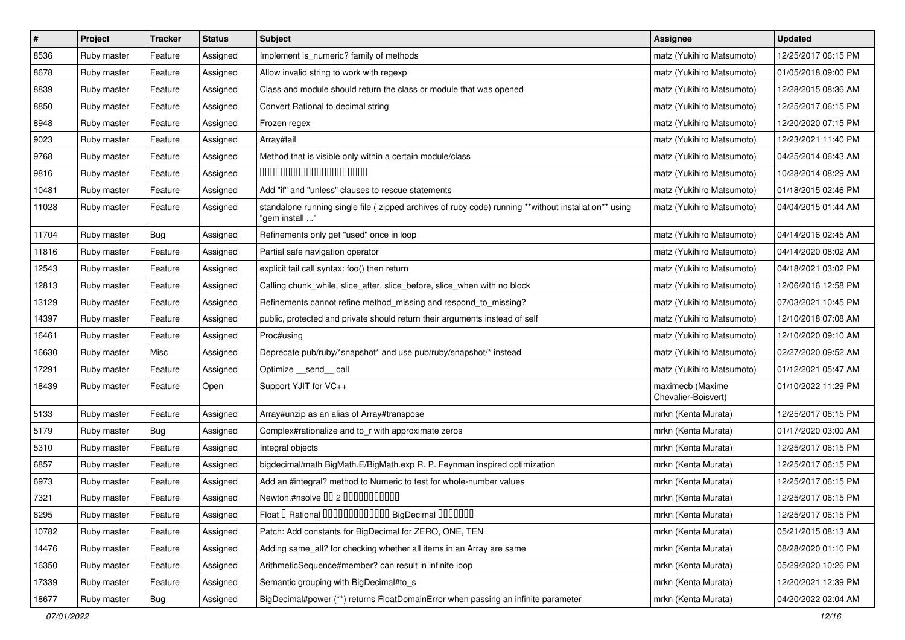| # | Project | Tracker | Status | Subject | Assignee | Updated |
|---|---|---|---|---|---|---|
| 8536 | Ruby master | Feature | Assigned | Implement is_numeric? family of methods | matz (Yukihiro Matsumoto) | 12/25/2017 06:15 PM |
| 8678 | Ruby master | Feature | Assigned | Allow invalid string to work with regexp | matz (Yukihiro Matsumoto) | 01/05/2018 09:00 PM |
| 8839 | Ruby master | Feature | Assigned | Class and module should return the class or module that was opened | matz (Yukihiro Matsumoto) | 12/28/2015 08:36 AM |
| 8850 | Ruby master | Feature | Assigned | Convert Rational to decimal string | matz (Yukihiro Matsumoto) | 12/25/2017 06:15 PM |
| 8948 | Ruby master | Feature | Assigned | Frozen regex | matz (Yukihiro Matsumoto) | 12/20/2020 07:15 PM |
| 9023 | Ruby master | Feature | Assigned | Array#tail | matz (Yukihiro Matsumoto) | 12/23/2021 11:40 PM |
| 9768 | Ruby master | Feature | Assigned | Method that is visible only within a certain module/class | matz (Yukihiro Matsumoto) | 04/25/2014 06:43 AM |
| 9816 | Ruby master | Feature | Assigned | 00000000000000000000 | matz (Yukihiro Matsumoto) | 10/28/2014 08:29 AM |
| 10481 | Ruby master | Feature | Assigned | Add "if" and "unless" clauses to rescue statements | matz (Yukihiro Matsumoto) | 01/18/2015 02:46 PM |
| 11028 | Ruby master | Feature | Assigned | standalone running single file ( zipped archives of ruby code) running **without installation** using "gem install ..." | matz (Yukihiro Matsumoto) | 04/04/2015 01:44 AM |
| 11704 | Ruby master | Bug | Assigned | Refinements only get "used" once in loop | matz (Yukihiro Matsumoto) | 04/14/2016 02:45 AM |
| 11816 | Ruby master | Feature | Assigned | Partial safe navigation operator | matz (Yukihiro Matsumoto) | 04/14/2020 08:02 AM |
| 12543 | Ruby master | Feature | Assigned | explicit tail call syntax: foo() then return | matz (Yukihiro Matsumoto) | 04/18/2021 03:02 PM |
| 12813 | Ruby master | Feature | Assigned | Calling chunk_while, slice_after, slice_before, slice_when with no block | matz (Yukihiro Matsumoto) | 12/06/2016 12:58 PM |
| 13129 | Ruby master | Feature | Assigned | Refinements cannot refine method_missing and respond_to_missing? | matz (Yukihiro Matsumoto) | 07/03/2021 10:45 PM |
| 14397 | Ruby master | Feature | Assigned | public, protected and private should return their arguments instead of self | matz (Yukihiro Matsumoto) | 12/10/2018 07:08 AM |
| 16461 | Ruby master | Feature | Assigned | Proc#using | matz (Yukihiro Matsumoto) | 12/10/2020 09:10 AM |
| 16630 | Ruby master | Misc | Assigned | Deprecate pub/ruby/*snapshot* and use pub/ruby/snapshot/* instead | matz (Yukihiro Matsumoto) | 02/27/2020 09:52 AM |
| 17291 | Ruby master | Feature | Assigned | Optimize __send__ call | matz (Yukihiro Matsumoto) | 01/12/2021 05:47 AM |
| 18439 | Ruby master | Feature | Open | Support YJIT for VC++ | maximecb (Maxime Chevalier-Boisvert) | 01/10/2022 11:29 PM |
| 5133 | Ruby master | Feature | Assigned | Array#unzip as an alias of Array#transpose | mrkn (Kenta Murata) | 12/25/2017 06:15 PM |
| 5179 | Ruby master | Bug | Assigned | Complex#rationalize and to_r with approximate zeros | mrkn (Kenta Murata) | 01/17/2020 03:00 AM |
| 5310 | Ruby master | Feature | Assigned | Integral objects | mrkn (Kenta Murata) | 12/25/2017 06:15 PM |
| 6857 | Ruby master | Feature | Assigned | bigdecimal/math BigMath.E/BigMath.exp R. P. Feynman inspired optimization | mrkn (Kenta Murata) | 12/25/2017 06:15 PM |
| 6973 | Ruby master | Feature | Assigned | Add an #integral? method to Numeric to test for whole-number values | mrkn (Kenta Murata) | 12/25/2017 06:15 PM |
| 7321 | Ruby master | Feature | Assigned | Newton.#nsolve 00 2 00000000000 | mrkn (Kenta Murata) | 12/25/2017 06:15 PM |
| 8295 | Ruby master | Feature | Assigned | Float 0 Rational 0000000000000 BigDecimal 0000000 | mrkn (Kenta Murata) | 12/25/2017 06:15 PM |
| 10782 | Ruby master | Feature | Assigned | Patch: Add constants for BigDecimal for ZERO, ONE, TEN | mrkn (Kenta Murata) | 05/21/2015 08:13 AM |
| 14476 | Ruby master | Feature | Assigned | Adding same_all? for checking whether all items in an Array are same | mrkn (Kenta Murata) | 08/28/2020 01:10 PM |
| 16350 | Ruby master | Feature | Assigned | ArithmeticSequence#member? can result in infinite loop | mrkn (Kenta Murata) | 05/29/2020 10:26 PM |
| 17339 | Ruby master | Feature | Assigned | Semantic grouping with BigDecimal#to_s | mrkn (Kenta Murata) | 12/20/2021 12:39 PM |
| 18677 | Ruby master | Bug | Assigned | BigDecimal#power (**) returns FloatDomainError when passing an infinite parameter | mrkn (Kenta Murata) | 04/20/2022 02:04 AM |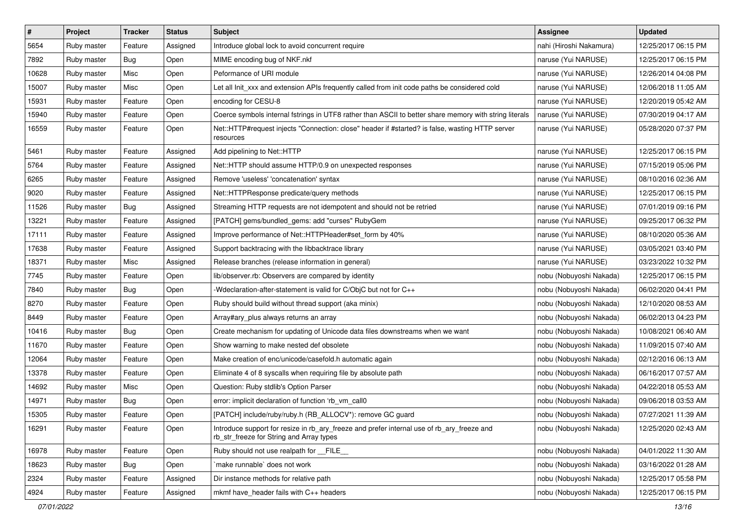| # | Project | Tracker | Status | Subject | Assignee | Updated |
|---|---|---|---|---|---|---|
| 5654 | Ruby master | Feature | Assigned | Introduce global lock to avoid concurrent require | nahi (Hiroshi Nakamura) | 12/25/2017 06:15 PM |
| 7892 | Ruby master | Bug | Open | MIME encoding bug of NKF.nkf | naruse (Yui NARUSE) | 12/25/2017 06:15 PM |
| 10628 | Ruby master | Misc | Open | Peformance of URI module | naruse (Yui NARUSE) | 12/26/2014 04:08 PM |
| 15007 | Ruby master | Misc | Open | Let all Init_xxx and extension APIs frequently called from init code paths be considered cold | naruse (Yui NARUSE) | 12/06/2018 11:05 AM |
| 15931 | Ruby master | Feature | Open | encoding for CESU-8 | naruse (Yui NARUSE) | 12/20/2019 05:42 AM |
| 15940 | Ruby master | Feature | Open | Coerce symbols internal fstrings in UTF8 rather than ASCII to better share memory with string literals | naruse (Yui NARUSE) | 07/30/2019 04:17 AM |
| 16559 | Ruby master | Feature | Open | Net::HTTP#request injects "Connection: close" header if #started? is false, wasting HTTP server resources | naruse (Yui NARUSE) | 05/28/2020 07:37 PM |
| 5461 | Ruby master | Feature | Assigned | Add pipelining to Net::HTTP | naruse (Yui NARUSE) | 12/25/2017 06:15 PM |
| 5764 | Ruby master | Feature | Assigned | Net::HTTP should assume HTTP/0.9 on unexpected responses | naruse (Yui NARUSE) | 07/15/2019 05:06 PM |
| 6265 | Ruby master | Feature | Assigned | Remove 'useless' 'concatenation' syntax | naruse (Yui NARUSE) | 08/10/2016 02:36 AM |
| 9020 | Ruby master | Feature | Assigned | Net::HTTPResponse predicate/query methods | naruse (Yui NARUSE) | 12/25/2017 06:15 PM |
| 11526 | Ruby master | Bug | Assigned | Streaming HTTP requests are not idempotent and should not be retried | naruse (Yui NARUSE) | 07/01/2019 09:16 PM |
| 13221 | Ruby master | Feature | Assigned | [PATCH] gems/bundled_gems: add "curses" RubyGem | naruse (Yui NARUSE) | 09/25/2017 06:32 PM |
| 17111 | Ruby master | Feature | Assigned | Improve performance of Net::HTTPHeader#set_form by 40% | naruse (Yui NARUSE) | 08/10/2020 05:36 AM |
| 17638 | Ruby master | Feature | Assigned | Support backtracing with the libbacktrace library | naruse (Yui NARUSE) | 03/05/2021 03:40 PM |
| 18371 | Ruby master | Misc | Assigned | Release branches (release information in general) | naruse (Yui NARUSE) | 03/23/2022 10:32 PM |
| 7745 | Ruby master | Feature | Open | lib/observer.rb: Observers are compared by identity | nobu (Nobuyoshi Nakada) | 12/25/2017 06:15 PM |
| 7840 | Ruby master | Bug | Open | -Wdeclaration-after-statement is valid for C/ObjC but not for C++ | nobu (Nobuyoshi Nakada) | 06/02/2020 04:41 PM |
| 8270 | Ruby master | Feature | Open | Ruby should build without thread support (aka minix) | nobu (Nobuyoshi Nakada) | 12/10/2020 08:53 AM |
| 8449 | Ruby master | Feature | Open | Array#ary_plus always returns an array | nobu (Nobuyoshi Nakada) | 06/02/2013 04:23 PM |
| 10416 | Ruby master | Bug | Open | Create mechanism for updating of Unicode data files downstreams when we want | nobu (Nobuyoshi Nakada) | 10/08/2021 06:40 AM |
| 11670 | Ruby master | Feature | Open | Show warning to make nested def obsolete | nobu (Nobuyoshi Nakada) | 11/09/2015 07:40 AM |
| 12064 | Ruby master | Feature | Open | Make creation of enc/unicode/casefold.h automatic again | nobu (Nobuyoshi Nakada) | 02/12/2016 06:13 AM |
| 13378 | Ruby master | Feature | Open | Eliminate 4 of 8 syscalls when requiring file by absolute path | nobu (Nobuyoshi Nakada) | 06/16/2017 07:57 AM |
| 14692 | Ruby master | Misc | Open | Question: Ruby stdlib's Option Parser | nobu (Nobuyoshi Nakada) | 04/22/2018 05:53 AM |
| 14971 | Ruby master | Bug | Open | error: implicit declaration of function 'rb_vm_call0 | nobu (Nobuyoshi Nakada) | 09/06/2018 03:53 AM |
| 15305 | Ruby master | Feature | Open | [PATCH] include/ruby/ruby.h (RB_ALLOCV*): remove GC guard | nobu (Nobuyoshi Nakada) | 07/27/2021 11:39 AM |
| 16291 | Ruby master | Feature | Open | Introduce support for resize in rb_ary_freeze and prefer internal use of rb_ary_freeze and rb_str_freeze for String and Array types | nobu (Nobuyoshi Nakada) | 12/25/2020 02:43 AM |
| 16978 | Ruby master | Feature | Open | Ruby should not use realpath for __FILE__ | nobu (Nobuyoshi Nakada) | 04/01/2022 11:30 AM |
| 18623 | Ruby master | Bug | Open | `make runnable` does not work | nobu (Nobuyoshi Nakada) | 03/16/2022 01:28 AM |
| 2324 | Ruby master | Feature | Assigned | Dir instance methods for relative path | nobu (Nobuyoshi Nakada) | 12/25/2017 05:58 PM |
| 4924 | Ruby master | Feature | Assigned | mkmf have_header fails with C++ headers | nobu (Nobuyoshi Nakada) | 12/25/2017 06:15 PM |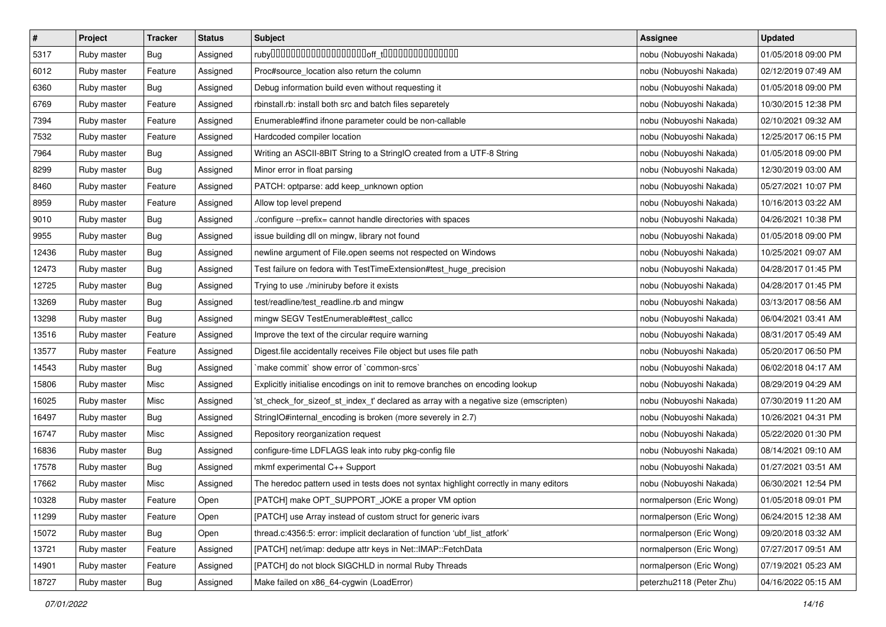| # | Project | Tracker | Status | Subject | Assignee | Updated |
|---|---|---|---|---|---|---|
| 5317 | Ruby master | Bug | Assigned | ruby����������������������off_t���������������� | nobu (Nobuyoshi Nakada) | 01/05/2018 09:00 PM |
| 6012 | Ruby master | Feature | Assigned | Proc#source_location also return the column | nobu (Nobuyoshi Nakada) | 02/12/2019 07:49 AM |
| 6360 | Ruby master | Bug | Assigned | Debug information build even without requesting it | nobu (Nobuyoshi Nakada) | 01/05/2018 09:00 PM |
| 6769 | Ruby master | Feature | Assigned | rbinstall.rb: install both src and batch files separetely | nobu (Nobuyoshi Nakada) | 10/30/2015 12:38 PM |
| 7394 | Ruby master | Feature | Assigned | Enumerable#find ifnone parameter could be non-callable | nobu (Nobuyoshi Nakada) | 02/10/2021 09:32 AM |
| 7532 | Ruby master | Feature | Assigned | Hardcoded compiler location | nobu (Nobuyoshi Nakada) | 12/25/2017 06:15 PM |
| 7964 | Ruby master | Bug | Assigned | Writing an ASCII-8BIT String to a StringIO created from a UTF-8 String | nobu (Nobuyoshi Nakada) | 01/05/2018 09:00 PM |
| 8299 | Ruby master | Bug | Assigned | Minor error in float parsing | nobu (Nobuyoshi Nakada) | 12/30/2019 03:00 AM |
| 8460 | Ruby master | Feature | Assigned | PATCH: optparse: add keep_unknown option | nobu (Nobuyoshi Nakada) | 05/27/2021 10:07 PM |
| 8959 | Ruby master | Feature | Assigned | Allow top level prepend | nobu (Nobuyoshi Nakada) | 10/16/2013 03:22 AM |
| 9010 | Ruby master | Bug | Assigned | ./configure --prefix= cannot handle directories with spaces | nobu (Nobuyoshi Nakada) | 04/26/2021 10:38 PM |
| 9955 | Ruby master | Bug | Assigned | issue building dll on mingw, library not found | nobu (Nobuyoshi Nakada) | 01/05/2018 09:00 PM |
| 12436 | Ruby master | Bug | Assigned | newline argument of File.open seems not respected on Windows | nobu (Nobuyoshi Nakada) | 10/25/2021 09:07 AM |
| 12473 | Ruby master | Bug | Assigned | Test failure on fedora with TestTimeExtension#test_huge_precision | nobu (Nobuyoshi Nakada) | 04/28/2017 01:45 PM |
| 12725 | Ruby master | Bug | Assigned | Trying to use ./miniruby before it exists | nobu (Nobuyoshi Nakada) | 04/28/2017 01:45 PM |
| 13269 | Ruby master | Bug | Assigned | test/readline/test_readline.rb and mingw | nobu (Nobuyoshi Nakada) | 03/13/2017 08:56 AM |
| 13298 | Ruby master | Bug | Assigned | mingw SEGV TestEnumerable#test_callcc | nobu (Nobuyoshi Nakada) | 06/04/2021 03:41 AM |
| 13516 | Ruby master | Feature | Assigned | Improve the text of the circular require warning | nobu (Nobuyoshi Nakada) | 08/31/2017 05:49 AM |
| 13577 | Ruby master | Feature | Assigned | Digest.file accidentally receives File object but uses file path | nobu (Nobuyoshi Nakada) | 05/20/2017 06:50 PM |
| 14543 | Ruby master | Bug | Assigned | `make commit` show error of `common-srcs` | nobu (Nobuyoshi Nakada) | 06/02/2018 04:17 AM |
| 15806 | Ruby master | Misc | Assigned | Explicitly initialise encodings on init to remove branches on encoding lookup | nobu (Nobuyoshi Nakada) | 08/29/2019 04:29 AM |
| 16025 | Ruby master | Misc | Assigned | 'st_check_for_sizeof_st_index_t' declared as array with a negative size (emscripten) | nobu (Nobuyoshi Nakada) | 07/30/2019 11:20 AM |
| 16497 | Ruby master | Bug | Assigned | StringIO#internal_encoding is broken (more severely in 2.7) | nobu (Nobuyoshi Nakada) | 10/26/2021 04:31 PM |
| 16747 | Ruby master | Misc | Assigned | Repository reorganization request | nobu (Nobuyoshi Nakada) | 05/22/2020 01:30 PM |
| 16836 | Ruby master | Bug | Assigned | configure-time LDFLAGS leak into ruby pkg-config file | nobu (Nobuyoshi Nakada) | 08/14/2021 09:10 AM |
| 17578 | Ruby master | Bug | Assigned | mkmf experimental C++ Support | nobu (Nobuyoshi Nakada) | 01/27/2021 03:51 AM |
| 17662 | Ruby master | Misc | Assigned | The heredoc pattern used in tests does not syntax highlight correctly in many editors | nobu (Nobuyoshi Nakada) | 06/30/2021 12:54 PM |
| 10328 | Ruby master | Feature | Open | [PATCH] make OPT_SUPPORT_JOKE a proper VM option | normalperson (Eric Wong) | 01/05/2018 09:01 PM |
| 11299 | Ruby master | Feature | Open | [PATCH] use Array instead of custom struct for generic ivars | normalperson (Eric Wong) | 06/24/2015 12:38 AM |
| 15072 | Ruby master | Bug | Open | thread.c:4356:5: error: implicit declaration of function 'ubf_list_atfork' | normalperson (Eric Wong) | 09/20/2018 03:32 AM |
| 13721 | Ruby master | Feature | Assigned | [PATCH] net/imap: dedupe attr keys in Net::IMAP::FetchData | normalperson (Eric Wong) | 07/27/2017 09:51 AM |
| 14901 | Ruby master | Feature | Assigned | [PATCH] do not block SIGCHLD in normal Ruby Threads | normalperson (Eric Wong) | 07/19/2021 05:23 AM |
| 18727 | Ruby master | Bug | Assigned | Make failed on x86_64-cygwin (LoadError) | peterzhu2118 (Peter Zhu) | 04/16/2022 05:15 AM |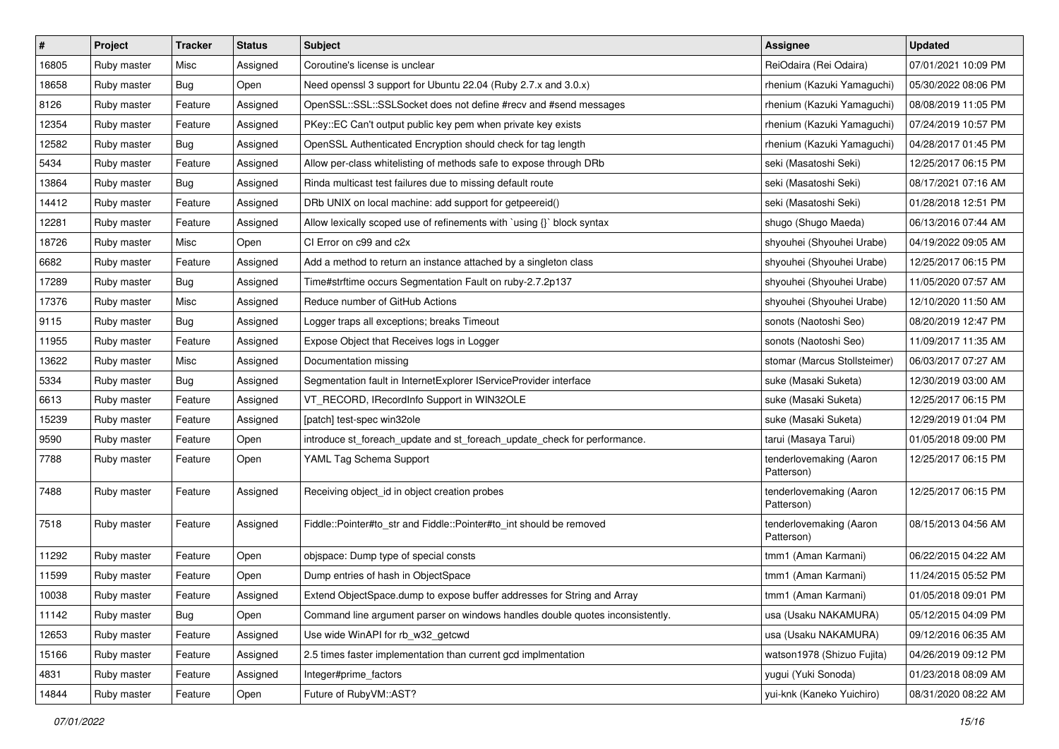| # | Project | Tracker | Status | Subject | Assignee | Updated |
|---|---|---|---|---|---|---|
| 16805 | Ruby master | Misc | Assigned | Coroutine's license is unclear | ReiOdaira (Rei Odaira) | 07/01/2021 10:09 PM |
| 18658 | Ruby master | Bug | Open | Need openssl 3 support for Ubuntu 22.04 (Ruby 2.7.x and 3.0.x) | rhenium (Kazuki Yamaguchi) | 05/30/2022 08:06 PM |
| 8126 | Ruby master | Feature | Assigned | OpenSSL::SSL::SSLSocket does not define #recv and #send messages | rhenium (Kazuki Yamaguchi) | 08/08/2019 11:05 PM |
| 12354 | Ruby master | Feature | Assigned | PKey::EC Can't output public key pem when private key exists | rhenium (Kazuki Yamaguchi) | 07/24/2019 10:57 PM |
| 12582 | Ruby master | Bug | Assigned | OpenSSL Authenticated Encryption should check for tag length | rhenium (Kazuki Yamaguchi) | 04/28/2017 01:45 PM |
| 5434 | Ruby master | Feature | Assigned | Allow per-class whitelisting of methods safe to expose through DRb | seki (Masatoshi Seki) | 12/25/2017 06:15 PM |
| 13864 | Ruby master | Bug | Assigned | Rinda multicast test failures due to missing default route | seki (Masatoshi Seki) | 08/17/2021 07:16 AM |
| 14412 | Ruby master | Feature | Assigned | DRb UNIX on local machine: add support for getpeereid() | seki (Masatoshi Seki) | 01/28/2018 12:51 PM |
| 12281 | Ruby master | Feature | Assigned | Allow lexically scoped use of refinements with `using {}` block syntax | shugo (Shugo Maeda) | 06/13/2016 07:44 AM |
| 18726 | Ruby master | Misc | Open | CI Error on c99 and c2x | shyouhei (Shyouhei Urabe) | 04/19/2022 09:05 AM |
| 6682 | Ruby master | Feature | Assigned | Add a method to return an instance attached by a singleton class | shyouhei (Shyouhei Urabe) | 12/25/2017 06:15 PM |
| 17289 | Ruby master | Bug | Assigned | Time#strftime occurs Segmentation Fault on ruby-2.7.2p137 | shyouhei (Shyouhei Urabe) | 11/05/2020 07:57 AM |
| 17376 | Ruby master | Misc | Assigned | Reduce number of GitHub Actions | shyouhei (Shyouhei Urabe) | 12/10/2020 11:50 AM |
| 9115 | Ruby master | Bug | Assigned | Logger traps all exceptions; breaks Timeout | sonots (Naotoshi Seo) | 08/20/2019 12:47 PM |
| 11955 | Ruby master | Feature | Assigned | Expose Object that Receives logs in Logger | sonots (Naotoshi Seo) | 11/09/2017 11:35 AM |
| 13622 | Ruby master | Misc | Assigned | Documentation missing | stomar (Marcus Stollsteimer) | 06/03/2017 07:27 AM |
| 5334 | Ruby master | Bug | Assigned | Segmentation fault in InternetExplorer IServiceProvider interface | suke (Masaki Suketa) | 12/30/2019 03:00 AM |
| 6613 | Ruby master | Feature | Assigned | VT_RECORD, IRecordInfo Support in WIN32OLE | suke (Masaki Suketa) | 12/25/2017 06:15 PM |
| 15239 | Ruby master | Feature | Assigned | [patch] test-spec win32ole | suke (Masaki Suketa) | 12/29/2019 01:04 PM |
| 9590 | Ruby master | Feature | Open | introduce st_foreach_update and st_foreach_update_check for performance. | tarui (Masaya Tarui) | 01/05/2018 09:00 PM |
| 7788 | Ruby master | Feature | Open | YAML Tag Schema Support | tenderlovemaking (Aaron Patterson) | 12/25/2017 06:15 PM |
| 7488 | Ruby master | Feature | Assigned | Receiving object_id in object creation probes | tenderlovemaking (Aaron Patterson) | 12/25/2017 06:15 PM |
| 7518 | Ruby master | Feature | Assigned | Fiddle::Pointer#to_str and Fiddle::Pointer#to_int should be removed | tenderlovemaking (Aaron Patterson) | 08/15/2013 04:56 AM |
| 11292 | Ruby master | Feature | Open | objspace: Dump type of special consts | tmm1 (Aman Karmani) | 06/22/2015 04:22 AM |
| 11599 | Ruby master | Feature | Open | Dump entries of hash in ObjectSpace | tmm1 (Aman Karmani) | 11/24/2015 05:52 PM |
| 10038 | Ruby master | Feature | Assigned | Extend ObjectSpace.dump to expose buffer addresses for String and Array | tmm1 (Aman Karmani) | 01/05/2018 09:01 PM |
| 11142 | Ruby master | Bug | Open | Command line argument parser on windows handles double quotes inconsistently. | usa (Usaku NAKAMURA) | 05/12/2015 04:09 PM |
| 12653 | Ruby master | Feature | Assigned | Use wide WinAPI for rb_w32_getcwd | usa (Usaku NAKAMURA) | 09/12/2016 06:35 AM |
| 15166 | Ruby master | Feature | Assigned | 2.5 times faster implementation than current gcd implmentation | watson1978 (Shizuo Fujita) | 04/26/2019 09:12 PM |
| 4831 | Ruby master | Feature | Assigned | Integer#prime_factors | yugui (Yuki Sonoda) | 01/23/2018 08:09 AM |
| 14844 | Ruby master | Feature | Open | Future of RubyVM::AST? | yui-knk (Kaneko Yuichiro) | 08/31/2020 08:22 AM |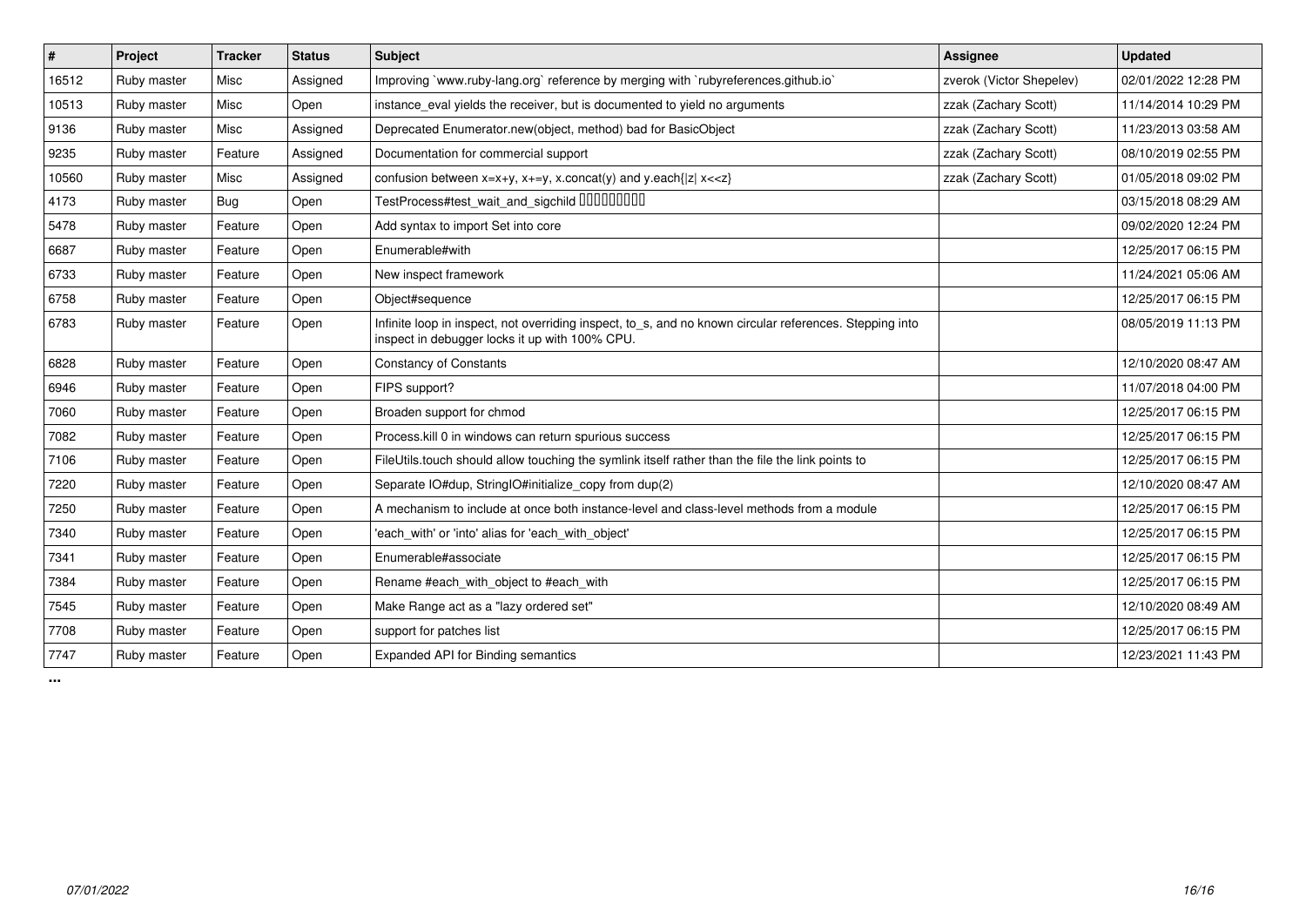| # | Project | Tracker | Status | Subject | Assignee | Updated |
|---|---|---|---|---|---|---|
| 16512 | Ruby master | Misc | Assigned | Improving `www.ruby-lang.org` reference by merging with `rubyreferences.github.io` | zverok (Victor Shepelev) | 02/01/2022 12:28 PM |
| 10513 | Ruby master | Misc | Open | instance_eval yields the receiver, but is documented to yield no arguments | zzak (Zachary Scott) | 11/14/2014 10:29 PM |
| 9136 | Ruby master | Misc | Assigned | Deprecated Enumerator.new(object, method) bad for BasicObject | zzak (Zachary Scott) | 11/23/2013 03:58 AM |
| 9235 | Ruby master | Feature | Assigned | Documentation for commercial support | zzak (Zachary Scott) | 08/10/2019 02:55 PM |
| 10560 | Ruby master | Misc | Assigned | confusion between x=x+y, x+=y, x.concat(y) and y.each{\|z\| x<<z} | zzak (Zachary Scott) | 01/05/2018 09:02 PM |
| 4173 | Ruby master | Bug | Open | TestProcess#test_wait_and_sigchild □□□□□□□□□ | | 03/15/2018 08:29 AM |
| 5478 | Ruby master | Feature | Open | Add syntax to import Set into core | | 09/02/2020 12:24 PM |
| 6687 | Ruby master | Feature | Open | Enumerable#with | | 12/25/2017 06:15 PM |
| 6733 | Ruby master | Feature | Open | New inspect framework | | 11/24/2021 05:06 AM |
| 6758 | Ruby master | Feature | Open | Object#sequence | | 12/25/2017 06:15 PM |
| 6783 | Ruby master | Feature | Open | Infinite loop in inspect, not overriding inspect, to_s, and no known circular references. Stepping into inspect in debugger locks it up with 100% CPU. | | 08/05/2019 11:13 PM |
| 6828 | Ruby master | Feature | Open | Constancy of Constants | | 12/10/2020 08:47 AM |
| 6946 | Ruby master | Feature | Open | FIPS support? | | 11/07/2018 04:00 PM |
| 7060 | Ruby master | Feature | Open | Broaden support for chmod | | 12/25/2017 06:15 PM |
| 7082 | Ruby master | Feature | Open | Process.kill 0 in windows can return spurious success | | 12/25/2017 06:15 PM |
| 7106 | Ruby master | Feature | Open | FileUtils.touch should allow touching the symlink itself rather than the file the link points to | | 12/25/2017 06:15 PM |
| 7220 | Ruby master | Feature | Open | Separate IO#dup, StringIO#initialize_copy from dup(2) | | 12/10/2020 08:47 AM |
| 7250 | Ruby master | Feature | Open | A mechanism to include at once both instance-level and class-level methods from a module | | 12/25/2017 06:15 PM |
| 7340 | Ruby master | Feature | Open | 'each_with' or 'into' alias for 'each_with_object' | | 12/25/2017 06:15 PM |
| 7341 | Ruby master | Feature | Open | Enumerable#associate | | 12/25/2017 06:15 PM |
| 7384 | Ruby master | Feature | Open | Rename #each_with_object to #each_with | | 12/25/2017 06:15 PM |
| 7545 | Ruby master | Feature | Open | Make Range act as a "lazy ordered set" | | 12/10/2020 08:49 AM |
| 7708 | Ruby master | Feature | Open | support for patches list | | 12/25/2017 06:15 PM |
| 7747 | Ruby master | Feature | Open | Expanded API for Binding semantics | | 12/23/2021 11:43 PM |

...